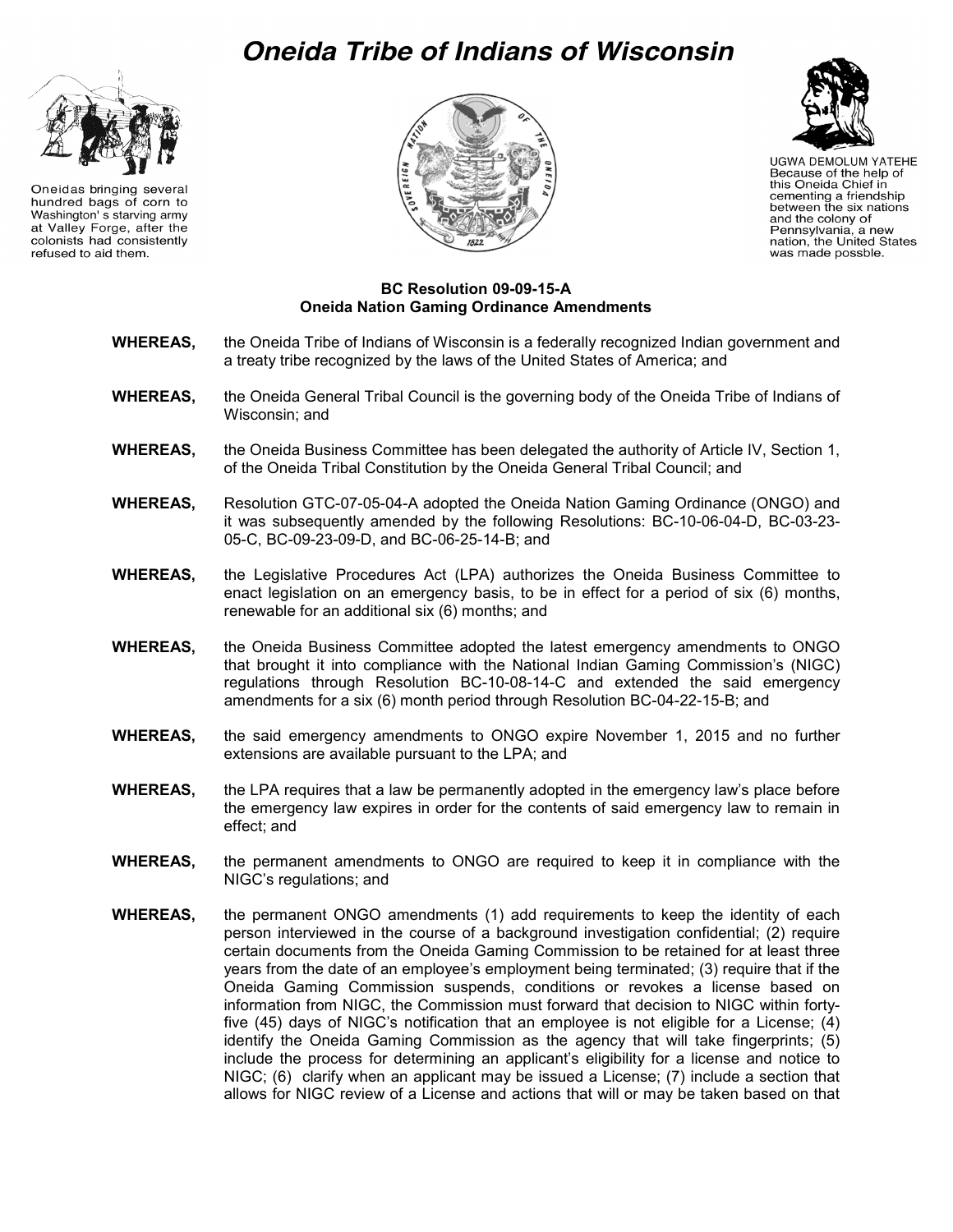# Oneida Tribe of Indians of Wisconsin

Oneidas bringing several hundred bags of corn to Washington' s starving army at Valley Forge, after the colonists had consistently refused to aid them.

UGWA DEMOLUM YATEHE
Because of the help of this Oneida Chief in cementing a friendship between the six nations and the colony of Pennsylvania, a new nation, the United States was made possble.

**BC Resolution 09-09-15-A**
**Oneida Nation Gaming Ordinance Amendments**

**WHEREAS,** the Oneida Tribe of Indians of Wisconsin is a federally recognized Indian government and a treaty tribe recognized by the laws of the United States of America; and

**WHEREAS,** the Oneida General Tribal Council is the governing body of the Oneida Tribe of Indians of Wisconsin; and

**WHEREAS,** the Oneida Business Committee has been delegated the authority of Article IV, Section 1, of the Oneida Tribal Constitution by the Oneida General Tribal Council; and

**WHEREAS,** Resolution GTC-07-05-04-A adopted the Oneida Nation Gaming Ordinance (ONGO) and it was subsequently amended by the following Resolutions: BC-10-06-04-D, BC-03-23-05-C, BC-09-23-09-D, and BC-06-25-14-B; and

**WHEREAS,** the Legislative Procedures Act (LPA) authorizes the Oneida Business Committee to enact legislation on an emergency basis, to be in effect for a period of six (6) months, renewable for an additional six (6) months; and

**WHEREAS,** the Oneida Business Committee adopted the latest emergency amendments to ONGO that brought it into compliance with the National Indian Gaming Commission's (NIGC) regulations through Resolution BC-10-08-14-C and extended the said emergency amendments for a six (6) month period through Resolution BC-04-22-15-B; and

**WHEREAS,** the said emergency amendments to ONGO expire November 1, 2015 and no further extensions are available pursuant to the LPA; and

**WHEREAS,** the LPA requires that a law be permanently adopted in the emergency law's place before the emergency law expires in order for the contents of said emergency law to remain in effect; and

**WHEREAS,** the permanent amendments to ONGO are required to keep it in compliance with the NIGC's regulations; and

**WHEREAS,** the permanent ONGO amendments (1) add requirements to keep the identity of each person interviewed in the course of a background investigation confidential; (2) require certain documents from the Oneida Gaming Commission to be retained for at least three years from the date of an employee's employment being terminated; (3) require that if the Oneida Gaming Commission suspends, conditions or revokes a license based on information from NIGC, the Commission must forward that decision to NIGC within forty-five (45) days of NIGC's notification that an employee is not eligible for a License; (4) identify the Oneida Gaming Commission as the agency that will take fingerprints; (5) include the process for determining an applicant's eligibility for a license and notice to NIGC; (6) clarify when an applicant may be issued a License; (7) include a section that allows for NIGC review of a License and actions that will or may be taken based on that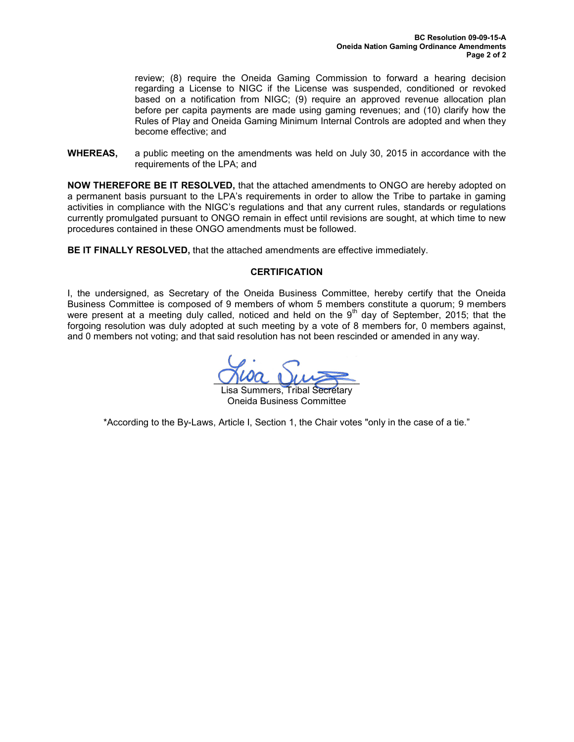review; (8) require the Oneida Gaming Commission to forward a hearing decision regarding a License to NIGC if the License was suspended, conditioned or revoked based on a notification from NIGC; (9) require an approved revenue allocation plan before per capita payments are made using gaming revenues; and (10) clarify how the Rules of Play and Oneida Gaming Minimum Internal Controls are adopted and when they become effective; and

**WHEREAS,** a public meeting on the amendments was held on July 30, 2015 in accordance with the requirements of the LPA; and

**NOW THEREFORE BE IT RESOLVED,** that the attached amendments to ONGO are hereby adopted on a permanent basis pursuant to the LPA's requirements in order to allow the Tribe to partake in gaming activities in compliance with the NIGC's regulations and that any current rules, standards or regulations currently promulgated pursuant to ONGO remain in effect until revisions are sought, at which time to new procedures contained in these ONGO amendments must be followed.

**BE IT FINALLY RESOLVED,** that the attached amendments are effective immediately.

**CERTIFICATION**

I, the undersigned, as Secretary of the Oneida Business Committee, hereby certify that the Oneida Business Committee is composed of 9 members of whom 5 members constitute a quorum; 9 members were present at a meeting duly called, noticed and held on the 9th day of September, 2015; that the forgoing resolution was duly adopted at such meeting by a vote of 8 members for, 0 members against, and 0 members not voting; and that said resolution has not been rescinded or amended in any way.

Lisa Summers, Tribal Secretary
Oneida Business Committee

*According to the By-Laws, Article I, Section 1, the Chair votes "only in the case of a tie."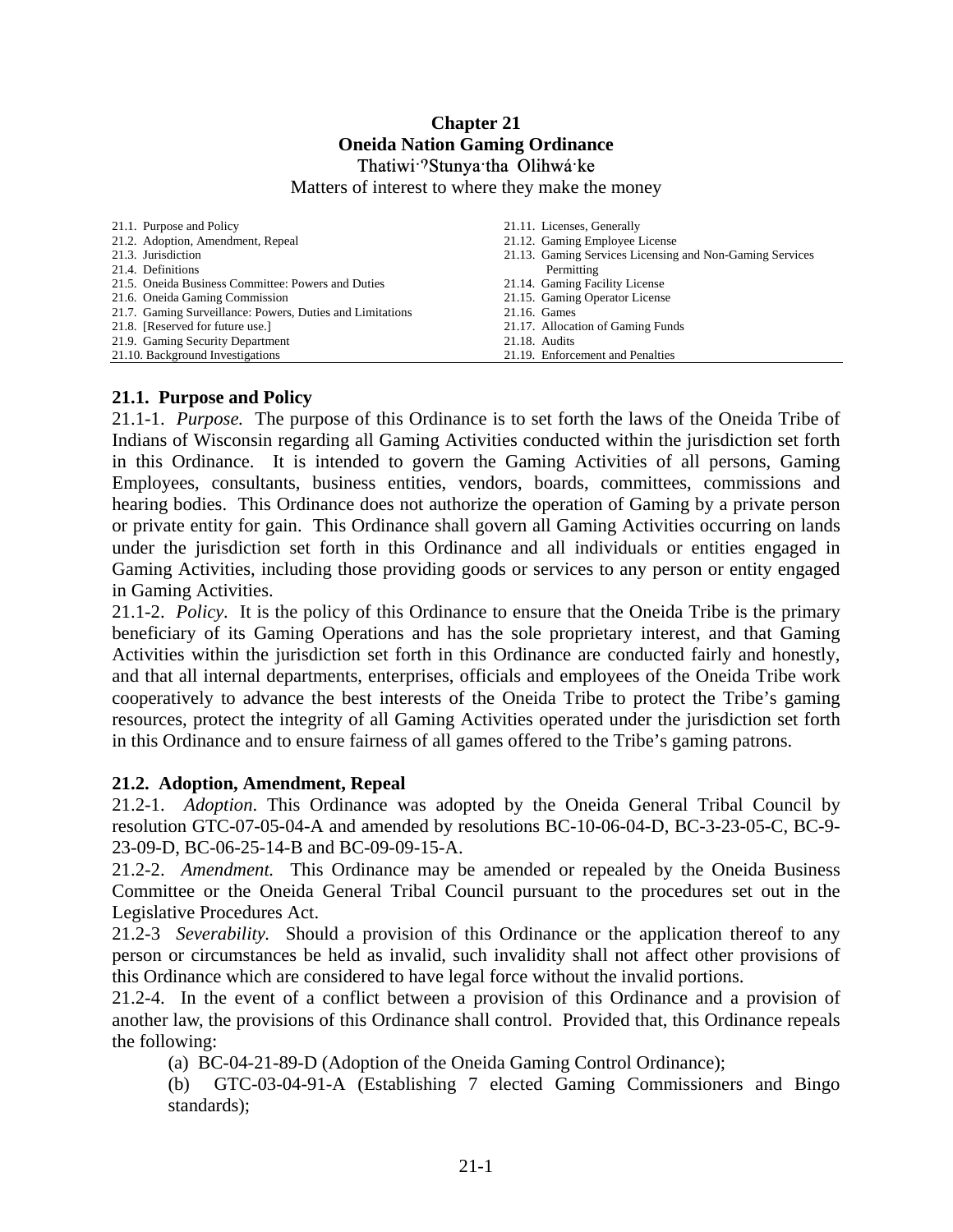# Chapter 21
# Oneida Nation Gaming Ordinance
## Thatiwi·ʔStunya·tha Olihwá·ke
Matters of interest to where they make the money

| | |
|---|---|
| 21.1. Purpose and Policy | 21.11. Licenses, Generally |
| 21.2. Adoption, Amendment, Repeal | 21.12. Gaming Employee License |
| 21.3. Jurisdiction | 21.13. Gaming Services Licensing and Non-Gaming Services Permitting |
| 21.4. Definitions | 21.14. Gaming Facility License |
| 21.5. Oneida Business Committee: Powers and Duties | 21.15. Gaming Operator License |
| 21.6. Oneida Gaming Commission | 21.16. Games |
| 21.7. Gaming Surveillance: Powers, Duties and Limitations | 21.17. Allocation of Gaming Funds |
| 21.8. [Reserved for future use.] | 21.18. Audits |
| 21.9. Gaming Security Department | 21.19. Enforcement and Penalties |
| 21.10. Background Investigations | |

### 21.1. Purpose and Policy

21.1-1. *Purpose.* The purpose of this Ordinance is to set forth the laws of the Oneida Tribe of Indians of Wisconsin regarding all Gaming Activities conducted within the jurisdiction set forth in this Ordinance. It is intended to govern the Gaming Activities of all persons, Gaming Employees, consultants, business entities, vendors, boards, committees, commissions and hearing bodies. This Ordinance does not authorize the operation of Gaming by a private person or private entity for gain. This Ordinance shall govern all Gaming Activities occurring on lands under the jurisdiction set forth in this Ordinance and all individuals or entities engaged in Gaming Activities, including those providing goods or services to any person or entity engaged in Gaming Activities.

21.1-2. *Policy.* It is the policy of this Ordinance to ensure that the Oneida Tribe is the primary beneficiary of its Gaming Operations and has the sole proprietary interest, and that Gaming Activities within the jurisdiction set forth in this Ordinance are conducted fairly and honestly, and that all internal departments, enterprises, officials and employees of the Oneida Tribe work cooperatively to advance the best interests of the Oneida Tribe to protect the Tribe's gaming resources, protect the integrity of all Gaming Activities operated under the jurisdiction set forth in this Ordinance and to ensure fairness of all games offered to the Tribe's gaming patrons.

### 21.2. Adoption, Amendment, Repeal

21.2-1. *Adoption*. This Ordinance was adopted by the Oneida General Tribal Council by resolution GTC-07-05-04-A and amended by resolutions BC-10-06-04-D, BC-3-23-05-C, BC-9-23-09-D, BC-06-25-14-B and BC-09-09-15-A.

21.2-2. *Amendment.* This Ordinance may be amended or repealed by the Oneida Business Committee or the Oneida General Tribal Council pursuant to the procedures set out in the Legislative Procedures Act.

21.2-3 *Severability.* Should a provision of this Ordinance or the application thereof to any person or circumstances be held as invalid, such invalidity shall not affect other provisions of this Ordinance which are considered to have legal force without the invalid portions.

21.2-4. In the event of a conflict between a provision of this Ordinance and a provision of another law, the provisions of this Ordinance shall control. Provided that, this Ordinance repeals the following:

(a) BC-04-21-89-D (Adoption of the Oneida Gaming Control Ordinance);

(b) GTC-03-04-91-A (Establishing 7 elected Gaming Commissioners and Bingo standards);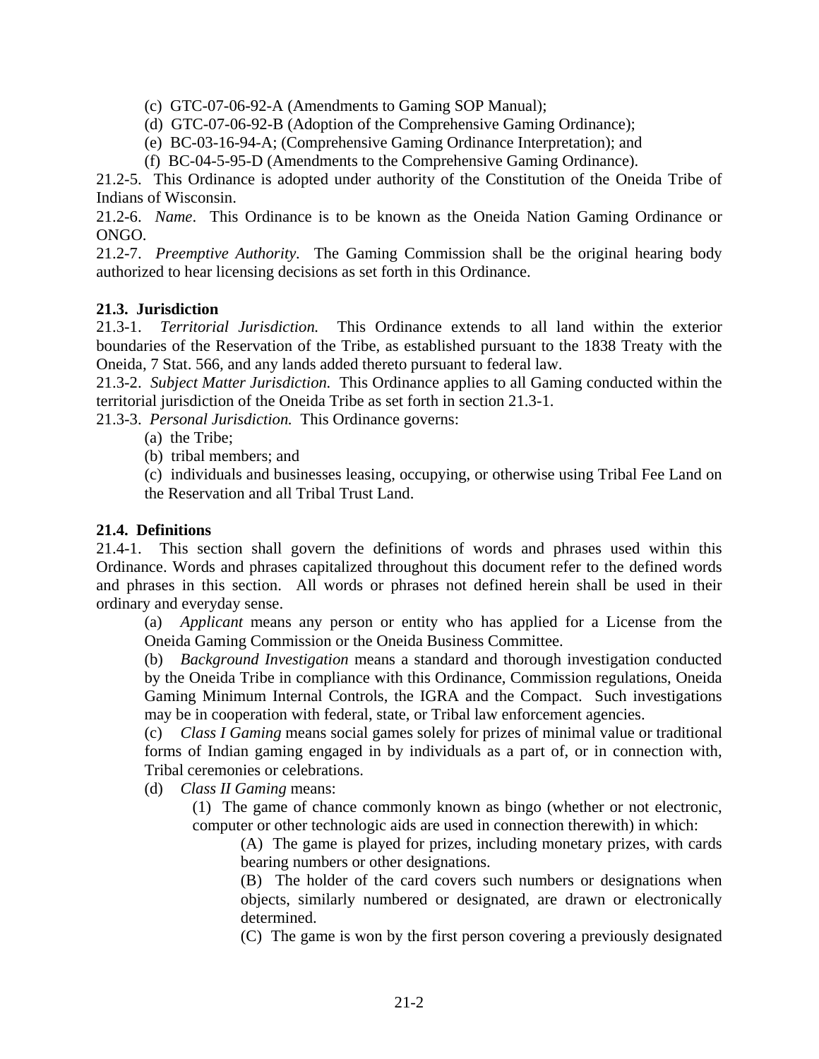(c) GTC-07-06-92-A (Amendments to Gaming SOP Manual);

(d) GTC-07-06-92-B (Adoption of the Comprehensive Gaming Ordinance);

(e) BC-03-16-94-A; (Comprehensive Gaming Ordinance Interpretation); and

(f) BC-04-5-95-D (Amendments to the Comprehensive Gaming Ordinance).

21.2-5. This Ordinance is adopted under authority of the Constitution of the Oneida Tribe of Indians of Wisconsin.

21.2-6. *Name*. This Ordinance is to be known as the Oneida Nation Gaming Ordinance or ONGO.

21.2-7. *Preemptive Authority*. The Gaming Commission shall be the original hearing body authorized to hear licensing decisions as set forth in this Ordinance.

**21.3. Jurisdiction**

21.3-1. *Territorial Jurisdiction.* This Ordinance extends to all land within the exterior boundaries of the Reservation of the Tribe, as established pursuant to the 1838 Treaty with the Oneida, 7 Stat. 566, and any lands added thereto pursuant to federal law.

21.3-2. *Subject Matter Jurisdiction.* This Ordinance applies to all Gaming conducted within the territorial jurisdiction of the Oneida Tribe as set forth in section 21.3-1.

21.3-3. *Personal Jurisdiction.* This Ordinance governs:

(a) the Tribe;

(b) tribal members; and

(c) individuals and businesses leasing, occupying, or otherwise using Tribal Fee Land on the Reservation and all Tribal Trust Land.

**21.4. Definitions**

21.4-1. This section shall govern the definitions of words and phrases used within this Ordinance. Words and phrases capitalized throughout this document refer to the defined words and phrases in this section. All words or phrases not defined herein shall be used in their ordinary and everyday sense.

(a) *Applicant* means any person or entity who has applied for a License from the Oneida Gaming Commission or the Oneida Business Committee.

(b) *Background Investigation* means a standard and thorough investigation conducted by the Oneida Tribe in compliance with this Ordinance, Commission regulations, Oneida Gaming Minimum Internal Controls, the IGRA and the Compact. Such investigations may be in cooperation with federal, state, or Tribal law enforcement agencies.

(c) *Class I Gaming* means social games solely for prizes of minimal value or traditional forms of Indian gaming engaged in by individuals as a part of, or in connection with, Tribal ceremonies or celebrations.

(d) *Class II Gaming* means:

(1) The game of chance commonly known as bingo (whether or not electronic, computer or other technologic aids are used in connection therewith) in which:

(A) The game is played for prizes, including monetary prizes, with cards bearing numbers or other designations.

(B) The holder of the card covers such numbers or designations when objects, similarly numbered or designated, are drawn or electronically determined.

(C) The game is won by the first person covering a previously designated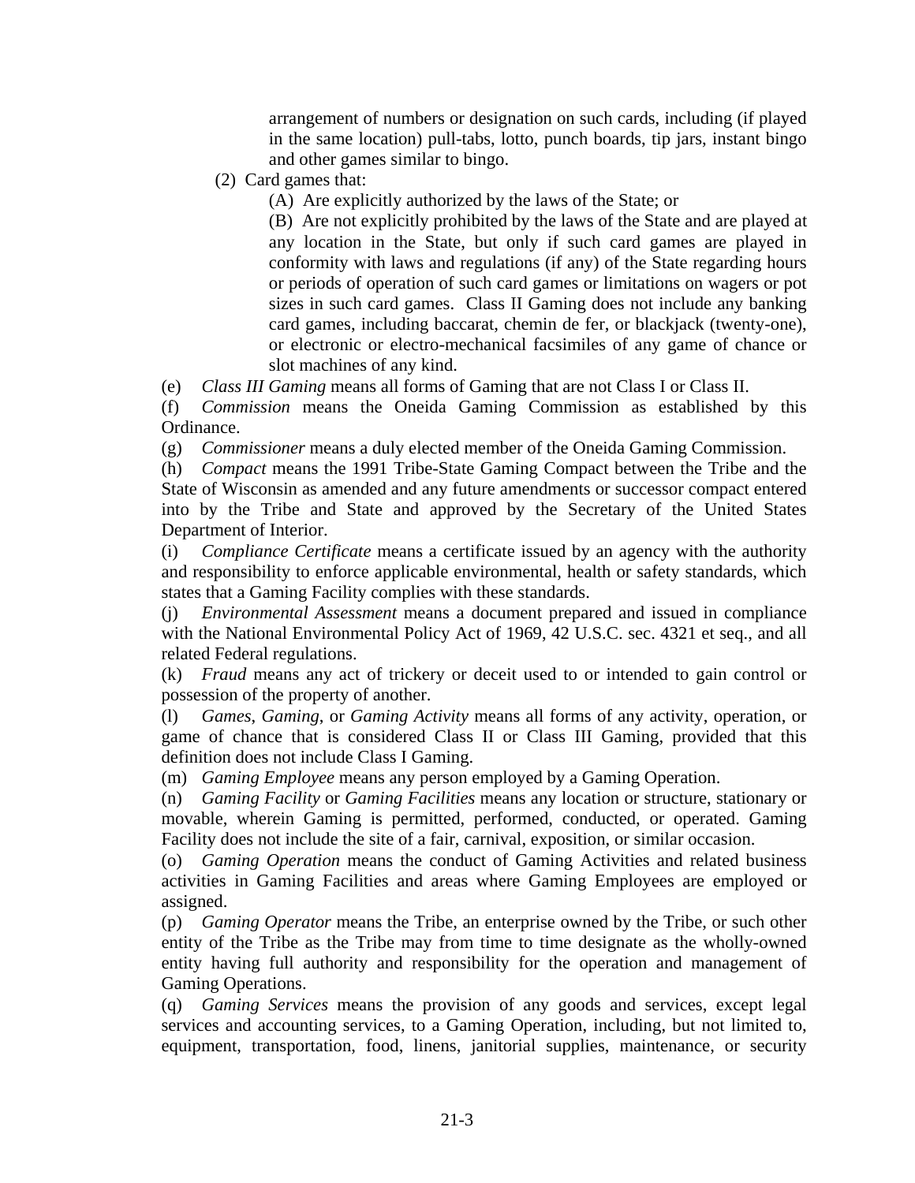arrangement of numbers or designation on such cards, including (if played in the same location) pull-tabs, lotto, punch boards, tip jars, instant bingo and other games similar to bingo.

(2) Card games that:

(A) Are explicitly authorized by the laws of the State; or

(B) Are not explicitly prohibited by the laws of the State and are played at any location in the State, but only if such card games are played in conformity with laws and regulations (if any) of the State regarding hours or periods of operation of such card games or limitations on wagers or pot sizes in such card games. Class II Gaming does not include any banking card games, including baccarat, chemin de fer, or blackjack (twenty-one), or electronic or electro-mechanical facsimiles of any game of chance or slot machines of any kind.

(e) *Class III Gaming* means all forms of Gaming that are not Class I or Class II.

(f) *Commission* means the Oneida Gaming Commission as established by this Ordinance.

(g) *Commissioner* means a duly elected member of the Oneida Gaming Commission.

(h) *Compact* means the 1991 Tribe-State Gaming Compact between the Tribe and the State of Wisconsin as amended and any future amendments or successor compact entered into by the Tribe and State and approved by the Secretary of the United States Department of Interior.

(i) *Compliance Certificate* means a certificate issued by an agency with the authority and responsibility to enforce applicable environmental, health or safety standards, which states that a Gaming Facility complies with these standards.

(j) *Environmental Assessment* means a document prepared and issued in compliance with the National Environmental Policy Act of 1969, 42 U.S.C. sec. 4321 et seq., and all related Federal regulations.

(k) *Fraud* means any act of trickery or deceit used to or intended to gain control or possession of the property of another.

(l) *Games*, *Gaming*, or *Gaming Activity* means all forms of any activity, operation, or game of chance that is considered Class II or Class III Gaming, provided that this definition does not include Class I Gaming.

(m) *Gaming Employee* means any person employed by a Gaming Operation.

(n) *Gaming Facility* or *Gaming Facilities* means any location or structure, stationary or movable, wherein Gaming is permitted, performed, conducted, or operated. Gaming Facility does not include the site of a fair, carnival, exposition, or similar occasion.

(o) *Gaming Operation* means the conduct of Gaming Activities and related business activities in Gaming Facilities and areas where Gaming Employees are employed or assigned.

(p) *Gaming Operator* means the Tribe, an enterprise owned by the Tribe, or such other entity of the Tribe as the Tribe may from time to time designate as the wholly-owned entity having full authority and responsibility for the operation and management of Gaming Operations.

(q) *Gaming Services* means the provision of any goods and services, except legal services and accounting services, to a Gaming Operation, including, but not limited to, equipment, transportation, food, linens, janitorial supplies, maintenance, or security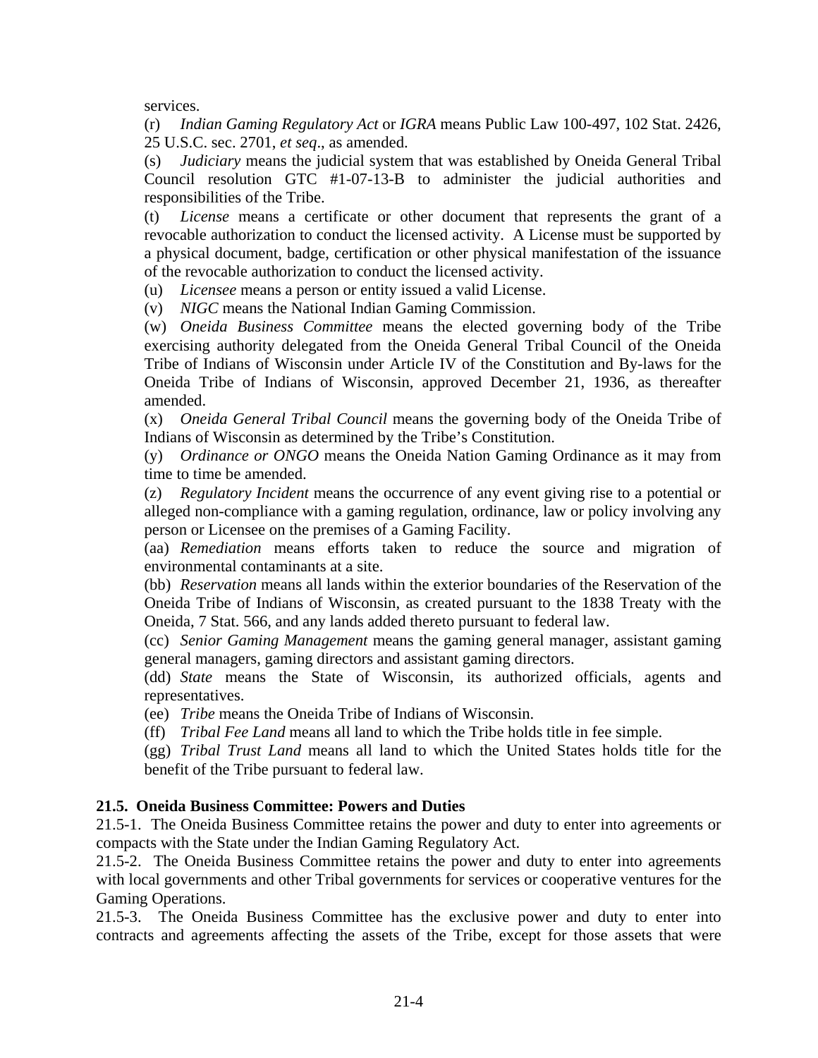services.

(r) *Indian Gaming Regulatory Act* or *IGRA* means Public Law 100-497, 102 Stat. 2426, 25 U.S.C. sec. 2701, *et seq*., as amended.

(s) *Judiciary* means the judicial system that was established by Oneida General Tribal Council resolution GTC #1-07-13-B to administer the judicial authorities and responsibilities of the Tribe.

(t) *License* means a certificate or other document that represents the grant of a revocable authorization to conduct the licensed activity. A License must be supported by a physical document, badge, certification or other physical manifestation of the issuance of the revocable authorization to conduct the licensed activity.

(u) *Licensee* means a person or entity issued a valid License.

(v) *NIGC* means the National Indian Gaming Commission.

(w) *Oneida Business Committee* means the elected governing body of the Tribe exercising authority delegated from the Oneida General Tribal Council of the Oneida Tribe of Indians of Wisconsin under Article IV of the Constitution and By-laws for the Oneida Tribe of Indians of Wisconsin, approved December 21, 1936, as thereafter amended.

(x) *Oneida General Tribal Council* means the governing body of the Oneida Tribe of Indians of Wisconsin as determined by the Tribe's Constitution.

(y) *Ordinance or ONGO* means the Oneida Nation Gaming Ordinance as it may from time to time be amended.

(z) *Regulatory Incident* means the occurrence of any event giving rise to a potential or alleged non-compliance with a gaming regulation, ordinance, law or policy involving any person or Licensee on the premises of a Gaming Facility.

(aa) *Remediation* means efforts taken to reduce the source and migration of environmental contaminants at a site.

(bb) *Reservation* means all lands within the exterior boundaries of the Reservation of the Oneida Tribe of Indians of Wisconsin, as created pursuant to the 1838 Treaty with the Oneida, 7 Stat. 566, and any lands added thereto pursuant to federal law.

(cc) *Senior Gaming Management* means the gaming general manager, assistant gaming general managers, gaming directors and assistant gaming directors.

(dd) *State* means the State of Wisconsin, its authorized officials, agents and representatives.

(ee) *Tribe* means the Oneida Tribe of Indians of Wisconsin.

(ff) *Tribal Fee Land* means all land to which the Tribe holds title in fee simple.

(gg) *Tribal Trust Land* means all land to which the United States holds title for the benefit of the Tribe pursuant to federal law.

**21.5. Oneida Business Committee: Powers and Duties**

21.5-1. The Oneida Business Committee retains the power and duty to enter into agreements or compacts with the State under the Indian Gaming Regulatory Act.

21.5-2. The Oneida Business Committee retains the power and duty to enter into agreements with local governments and other Tribal governments for services or cooperative ventures for the Gaming Operations.

21.5-3. The Oneida Business Committee has the exclusive power and duty to enter into contracts and agreements affecting the assets of the Tribe, except for those assets that were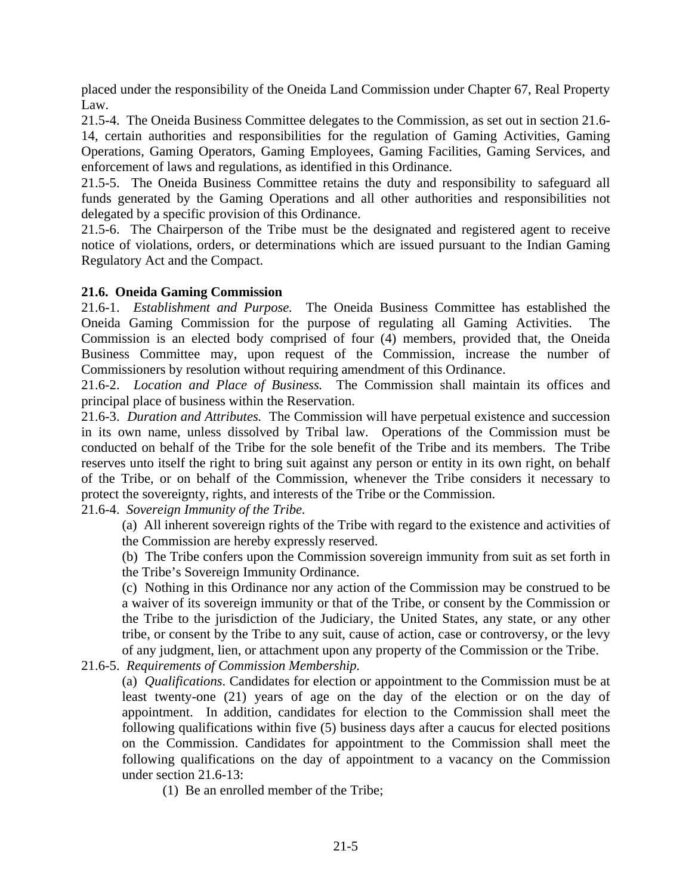placed under the responsibility of the Oneida Land Commission under Chapter 67, Real Property Law.

21.5-4. The Oneida Business Committee delegates to the Commission, as set out in section 21.6-14, certain authorities and responsibilities for the regulation of Gaming Activities, Gaming Operations, Gaming Operators, Gaming Employees, Gaming Facilities, Gaming Services, and enforcement of laws and regulations, as identified in this Ordinance.

21.5-5. The Oneida Business Committee retains the duty and responsibility to safeguard all funds generated by the Gaming Operations and all other authorities and responsibilities not delegated by a specific provision of this Ordinance.

21.5-6. The Chairperson of the Tribe must be the designated and registered agent to receive notice of violations, orders, or determinations which are issued pursuant to the Indian Gaming Regulatory Act and the Compact.

**21.6. Oneida Gaming Commission**

21.6-1. *Establishment and Purpose.* The Oneida Business Committee has established the Oneida Gaming Commission for the purpose of regulating all Gaming Activities. The Commission is an elected body comprised of four (4) members, provided that, the Oneida Business Committee may, upon request of the Commission, increase the number of Commissioners by resolution without requiring amendment of this Ordinance.

21.6-2. *Location and Place of Business.* The Commission shall maintain its offices and principal place of business within the Reservation.

21.6-3. *Duration and Attributes.* The Commission will have perpetual existence and succession in its own name, unless dissolved by Tribal law. Operations of the Commission must be conducted on behalf of the Tribe for the sole benefit of the Tribe and its members. The Tribe reserves unto itself the right to bring suit against any person or entity in its own right, on behalf of the Tribe, or on behalf of the Commission, whenever the Tribe considers it necessary to protect the sovereignty, rights, and interests of the Tribe or the Commission.

21.6-4. *Sovereign Immunity of the Tribe.*

(a) All inherent sovereign rights of the Tribe with regard to the existence and activities of the Commission are hereby expressly reserved.

(b) The Tribe confers upon the Commission sovereign immunity from suit as set forth in the Tribe's Sovereign Immunity Ordinance.

(c) Nothing in this Ordinance nor any action of the Commission may be construed to be a waiver of its sovereign immunity or that of the Tribe, or consent by the Commission or the Tribe to the jurisdiction of the Judiciary, the United States, any state, or any other tribe, or consent by the Tribe to any suit, cause of action, case or controversy, or the levy of any judgment, lien, or attachment upon any property of the Commission or the Tribe.

21.6-5. *Requirements of Commission Membership.*

(a) *Qualifications*. Candidates for election or appointment to the Commission must be at least twenty-one (21) years of age on the day of the election or on the day of appointment. In addition, candidates for election to the Commission shall meet the following qualifications within five (5) business days after a caucus for elected positions on the Commission. Candidates for appointment to the Commission shall meet the following qualifications on the day of appointment to a vacancy on the Commission under section 21.6-13:

(1) Be an enrolled member of the Tribe;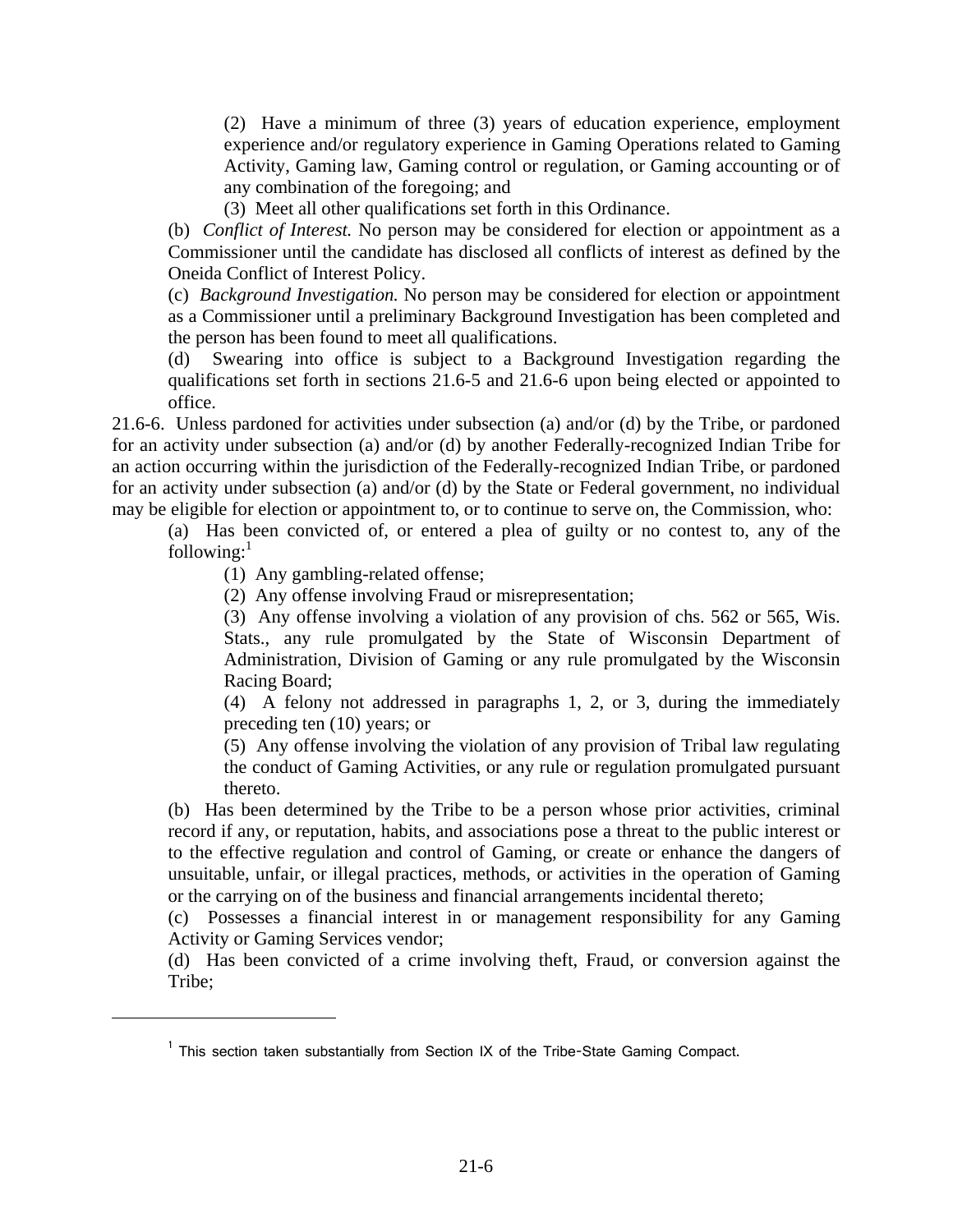(2) Have a minimum of three (3) years of education experience, employment experience and/or regulatory experience in Gaming Operations related to Gaming Activity, Gaming law, Gaming control or regulation, or Gaming accounting or of any combination of the foregoing; and

(3) Meet all other qualifications set forth in this Ordinance.

(b) *Conflict of Interest.* No person may be considered for election or appointment as a Commissioner until the candidate has disclosed all conflicts of interest as defined by the Oneida Conflict of Interest Policy.

(c) *Background Investigation.* No person may be considered for election or appointment as a Commissioner until a preliminary Background Investigation has been completed and the person has been found to meet all qualifications.

(d) Swearing into office is subject to a Background Investigation regarding the qualifications set forth in sections 21.6-5 and 21.6-6 upon being elected or appointed to office.

21.6-6. Unless pardoned for activities under subsection (a) and/or (d) by the Tribe, or pardoned for an activity under subsection (a) and/or (d) by another Federally-recognized Indian Tribe for an action occurring within the jurisdiction of the Federally-recognized Indian Tribe, or pardoned for an activity under subsection (a) and/or (d) by the State or Federal government, no individual may be eligible for election or appointment to, or to continue to serve on, the Commission, who:

(a) Has been convicted of, or entered a plea of guilty or no contest to, any of the following:[1]

(1) Any gambling-related offense;

(2) Any offense involving Fraud or misrepresentation;

(3) Any offense involving a violation of any provision of chs. 562 or 565, Wis. Stats., any rule promulgated by the State of Wisconsin Department of Administration, Division of Gaming or any rule promulgated by the Wisconsin Racing Board;

(4) A felony not addressed in paragraphs 1, 2, or 3, during the immediately preceding ten (10) years; or

(5) Any offense involving the violation of any provision of Tribal law regulating the conduct of Gaming Activities, or any rule or regulation promulgated pursuant thereto.

(b) Has been determined by the Tribe to be a person whose prior activities, criminal record if any, or reputation, habits, and associations pose a threat to the public interest or to the effective regulation and control of Gaming, or create or enhance the dangers of unsuitable, unfair, or illegal practices, methods, or activities in the operation of Gaming or the carrying on of the business and financial arrangements incidental thereto;

(c) Possesses a financial interest in or management responsibility for any Gaming Activity or Gaming Services vendor;

(d) Has been convicted of a crime involving theft, Fraud, or conversion against the Tribe;

---

[1] This section taken substantially from Section IX of the Tribe-State Gaming Compact.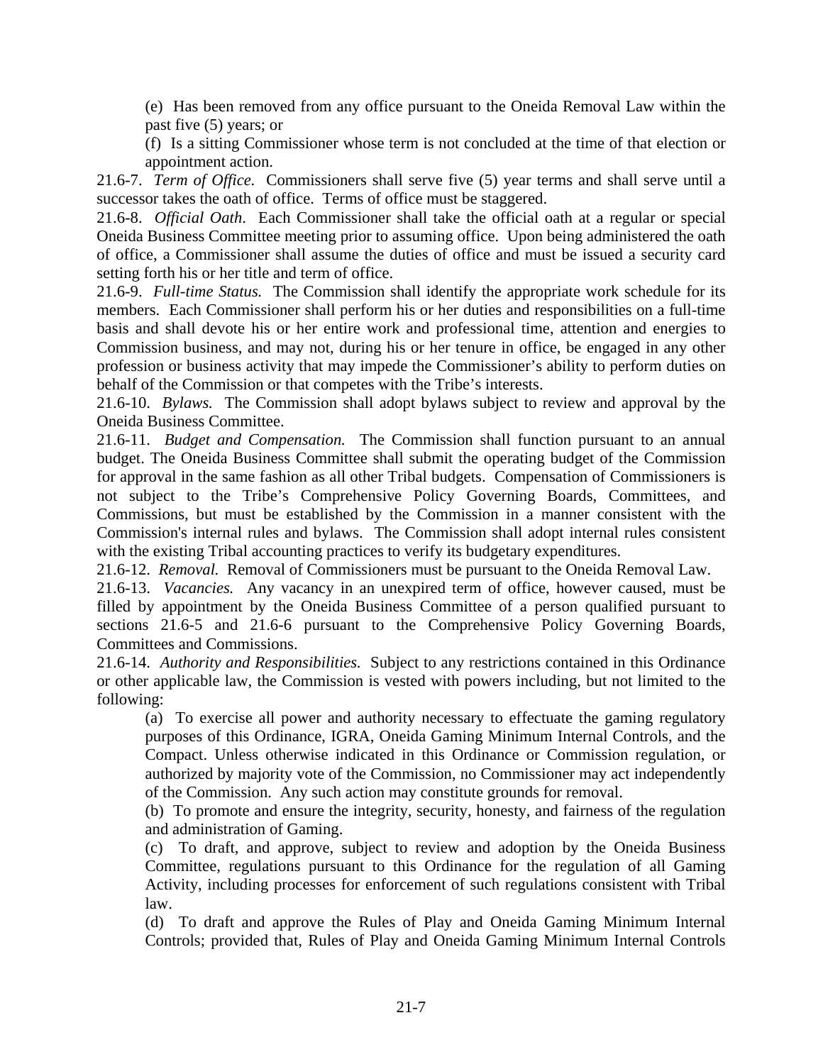(e) Has been removed from any office pursuant to the Oneida Removal Law within the past five (5) years; or

(f) Is a sitting Commissioner whose term is not concluded at the time of that election or appointment action.

21.6-7. *Term of Office.* Commissioners shall serve five (5) year terms and shall serve until a successor takes the oath of office. Terms of office must be staggered.

21.6-8. *Official Oath*. Each Commissioner shall take the official oath at a regular or special Oneida Business Committee meeting prior to assuming office. Upon being administered the oath of office, a Commissioner shall assume the duties of office and must be issued a security card setting forth his or her title and term of office.

21.6-9. *Full-time Status.* The Commission shall identify the appropriate work schedule for its members. Each Commissioner shall perform his or her duties and responsibilities on a full-time basis and shall devote his or her entire work and professional time, attention and energies to Commission business, and may not, during his or her tenure in office, be engaged in any other profession or business activity that may impede the Commissioner's ability to perform duties on behalf of the Commission or that competes with the Tribe's interests.

21.6-10. *Bylaws.* The Commission shall adopt bylaws subject to review and approval by the Oneida Business Committee.

21.6-11. *Budget and Compensation.* The Commission shall function pursuant to an annual budget. The Oneida Business Committee shall submit the operating budget of the Commission for approval in the same fashion as all other Tribal budgets. Compensation of Commissioners is not subject to the Tribe's Comprehensive Policy Governing Boards, Committees, and Commissions, but must be established by the Commission in a manner consistent with the Commission's internal rules and bylaws. The Commission shall adopt internal rules consistent with the existing Tribal accounting practices to verify its budgetary expenditures.

21.6-12. *Removal.* Removal of Commissioners must be pursuant to the Oneida Removal Law.

21.6-13. *Vacancies.* Any vacancy in an unexpired term of office, however caused, must be filled by appointment by the Oneida Business Committee of a person qualified pursuant to sections 21.6-5 and 21.6-6 pursuant to the Comprehensive Policy Governing Boards, Committees and Commissions.

21.6-14. *Authority and Responsibilities.* Subject to any restrictions contained in this Ordinance or other applicable law, the Commission is vested with powers including, but not limited to the following:

(a) To exercise all power and authority necessary to effectuate the gaming regulatory purposes of this Ordinance, IGRA, Oneida Gaming Minimum Internal Controls, and the Compact. Unless otherwise indicated in this Ordinance or Commission regulation, or authorized by majority vote of the Commission, no Commissioner may act independently of the Commission. Any such action may constitute grounds for removal.

(b) To promote and ensure the integrity, security, honesty, and fairness of the regulation and administration of Gaming.

(c) To draft, and approve, subject to review and adoption by the Oneida Business Committee, regulations pursuant to this Ordinance for the regulation of all Gaming Activity, including processes for enforcement of such regulations consistent with Tribal law.

(d) To draft and approve the Rules of Play and Oneida Gaming Minimum Internal Controls; provided that, Rules of Play and Oneida Gaming Minimum Internal Controls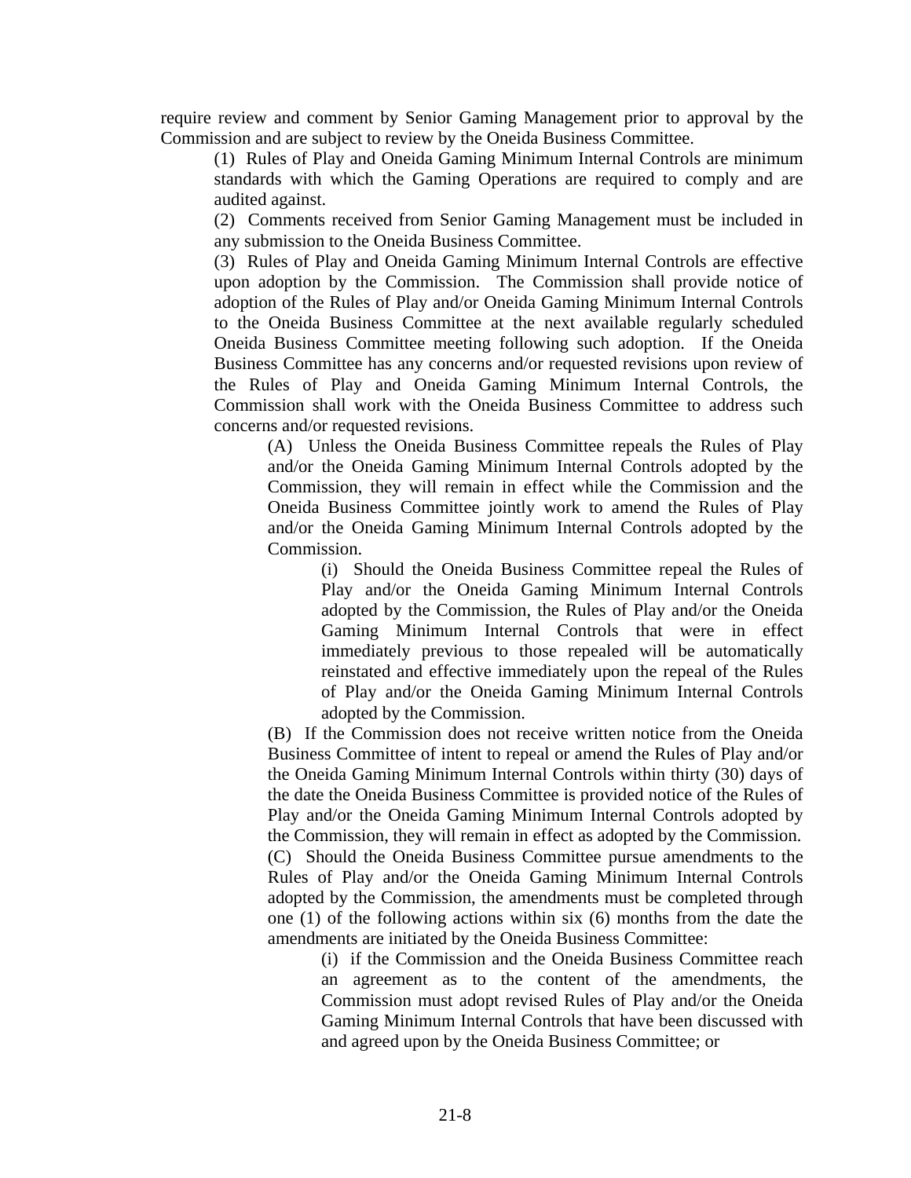require review and comment by Senior Gaming Management prior to approval by the Commission and are subject to review by the Oneida Business Committee.

(1) Rules of Play and Oneida Gaming Minimum Internal Controls are minimum standards with which the Gaming Operations are required to comply and are audited against.

(2) Comments received from Senior Gaming Management must be included in any submission to the Oneida Business Committee.

(3) Rules of Play and Oneida Gaming Minimum Internal Controls are effective upon adoption by the Commission. The Commission shall provide notice of adoption of the Rules of Play and/or Oneida Gaming Minimum Internal Controls to the Oneida Business Committee at the next available regularly scheduled Oneida Business Committee meeting following such adoption. If the Oneida Business Committee has any concerns and/or requested revisions upon review of the Rules of Play and Oneida Gaming Minimum Internal Controls, the Commission shall work with the Oneida Business Committee to address such concerns and/or requested revisions.

(A) Unless the Oneida Business Committee repeals the Rules of Play and/or the Oneida Gaming Minimum Internal Controls adopted by the Commission, they will remain in effect while the Commission and the Oneida Business Committee jointly work to amend the Rules of Play and/or the Oneida Gaming Minimum Internal Controls adopted by the Commission.

(i) Should the Oneida Business Committee repeal the Rules of Play and/or the Oneida Gaming Minimum Internal Controls adopted by the Commission, the Rules of Play and/or the Oneida Gaming Minimum Internal Controls that were in effect immediately previous to those repealed will be automatically reinstated and effective immediately upon the repeal of the Rules of Play and/or the Oneida Gaming Minimum Internal Controls adopted by the Commission.

(B) If the Commission does not receive written notice from the Oneida Business Committee of intent to repeal or amend the Rules of Play and/or the Oneida Gaming Minimum Internal Controls within thirty (30) days of the date the Oneida Business Committee is provided notice of the Rules of Play and/or the Oneida Gaming Minimum Internal Controls adopted by the Commission, they will remain in effect as adopted by the Commission.

(C) Should the Oneida Business Committee pursue amendments to the Rules of Play and/or the Oneida Gaming Minimum Internal Controls adopted by the Commission, the amendments must be completed through one (1) of the following actions within six (6) months from the date the amendments are initiated by the Oneida Business Committee:

(i) if the Commission and the Oneida Business Committee reach an agreement as to the content of the amendments, the Commission must adopt revised Rules of Play and/or the Oneida Gaming Minimum Internal Controls that have been discussed with and agreed upon by the Oneida Business Committee; or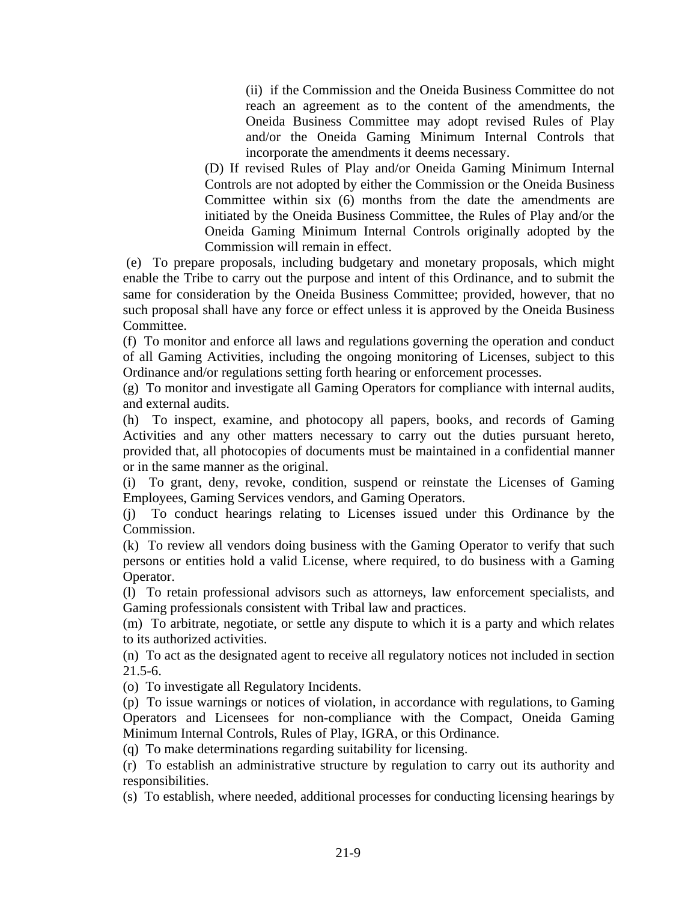(ii) if the Commission and the Oneida Business Committee do not reach an agreement as to the content of the amendments, the Oneida Business Committee may adopt revised Rules of Play and/or the Oneida Gaming Minimum Internal Controls that incorporate the amendments it deems necessary.

(D) If revised Rules of Play and/or Oneida Gaming Minimum Internal Controls are not adopted by either the Commission or the Oneida Business Committee within six (6) months from the date the amendments are initiated by the Oneida Business Committee, the Rules of Play and/or the Oneida Gaming Minimum Internal Controls originally adopted by the Commission will remain in effect.

(e) To prepare proposals, including budgetary and monetary proposals, which might enable the Tribe to carry out the purpose and intent of this Ordinance, and to submit the same for consideration by the Oneida Business Committee; provided, however, that no such proposal shall have any force or effect unless it is approved by the Oneida Business Committee.

(f) To monitor and enforce all laws and regulations governing the operation and conduct of all Gaming Activities, including the ongoing monitoring of Licenses, subject to this Ordinance and/or regulations setting forth hearing or enforcement processes.

(g) To monitor and investigate all Gaming Operators for compliance with internal audits, and external audits.

(h) To inspect, examine, and photocopy all papers, books, and records of Gaming Activities and any other matters necessary to carry out the duties pursuant hereto, provided that, all photocopies of documents must be maintained in a confidential manner or in the same manner as the original.

(i) To grant, deny, revoke, condition, suspend or reinstate the Licenses of Gaming Employees, Gaming Services vendors, and Gaming Operators.

(j) To conduct hearings relating to Licenses issued under this Ordinance by the Commission.

(k) To review all vendors doing business with the Gaming Operator to verify that such persons or entities hold a valid License, where required, to do business with a Gaming Operator.

(l) To retain professional advisors such as attorneys, law enforcement specialists, and Gaming professionals consistent with Tribal law and practices.

(m) To arbitrate, negotiate, or settle any dispute to which it is a party and which relates to its authorized activities.

(n) To act as the designated agent to receive all regulatory notices not included in section 21.5-6.

(o) To investigate all Regulatory Incidents.

(p) To issue warnings or notices of violation, in accordance with regulations, to Gaming Operators and Licensees for non-compliance with the Compact, Oneida Gaming Minimum Internal Controls, Rules of Play, IGRA, or this Ordinance.

(q) To make determinations regarding suitability for licensing.

(r) To establish an administrative structure by regulation to carry out its authority and responsibilities.

(s) To establish, where needed, additional processes for conducting licensing hearings by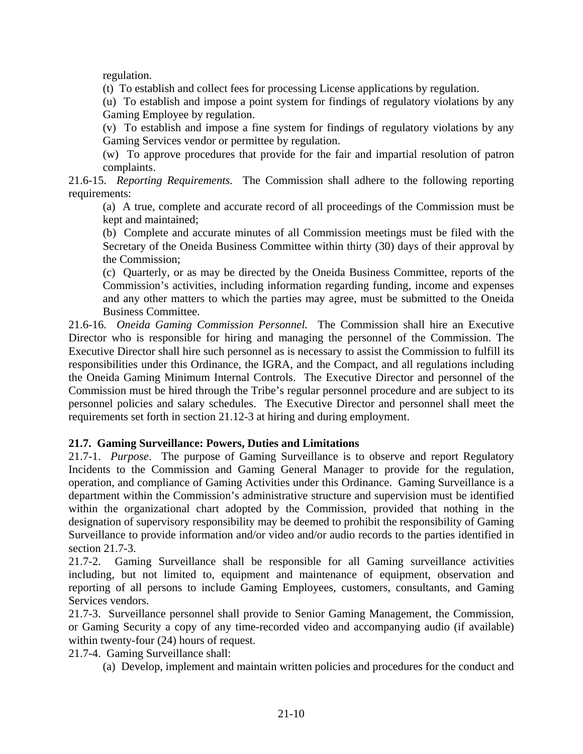regulation.

(t) To establish and collect fees for processing License applications by regulation.

(u) To establish and impose a point system for findings of regulatory violations by any Gaming Employee by regulation.

(v) To establish and impose a fine system for findings of regulatory violations by any Gaming Services vendor or permittee by regulation.

(w) To approve procedures that provide for the fair and impartial resolution of patron complaints.

21.6-15. *Reporting Requirements.* The Commission shall adhere to the following reporting requirements:

(a) A true, complete and accurate record of all proceedings of the Commission must be kept and maintained;

(b) Complete and accurate minutes of all Commission meetings must be filed with the Secretary of the Oneida Business Committee within thirty (30) days of their approval by the Commission;

(c) Quarterly, or as may be directed by the Oneida Business Committee, reports of the Commission's activities, including information regarding funding, income and expenses and any other matters to which the parties may agree, must be submitted to the Oneida Business Committee.

21.6-16. *Oneida Gaming Commission Personnel.* The Commission shall hire an Executive Director who is responsible for hiring and managing the personnel of the Commission. The Executive Director shall hire such personnel as is necessary to assist the Commission to fulfill its responsibilities under this Ordinance, the IGRA, and the Compact, and all regulations including the Oneida Gaming Minimum Internal Controls. The Executive Director and personnel of the Commission must be hired through the Tribe's regular personnel procedure and are subject to its personnel policies and salary schedules. The Executive Director and personnel shall meet the requirements set forth in section 21.12-3 at hiring and during employment.

**21.7. Gaming Surveillance: Powers, Duties and Limitations**

21.7-1. *Purpose*. The purpose of Gaming Surveillance is to observe and report Regulatory Incidents to the Commission and Gaming General Manager to provide for the regulation, operation, and compliance of Gaming Activities under this Ordinance. Gaming Surveillance is a department within the Commission's administrative structure and supervision must be identified within the organizational chart adopted by the Commission, provided that nothing in the designation of supervisory responsibility may be deemed to prohibit the responsibility of Gaming Surveillance to provide information and/or video and/or audio records to the parties identified in section 21.7-3.

21.7-2. Gaming Surveillance shall be responsible for all Gaming surveillance activities including, but not limited to, equipment and maintenance of equipment, observation and reporting of all persons to include Gaming Employees, customers, consultants, and Gaming Services vendors.

21.7-3. Surveillance personnel shall provide to Senior Gaming Management, the Commission, or Gaming Security a copy of any time-recorded video and accompanying audio (if available) within twenty-four (24) hours of request.

21.7-4. Gaming Surveillance shall:

(a) Develop, implement and maintain written policies and procedures for the conduct and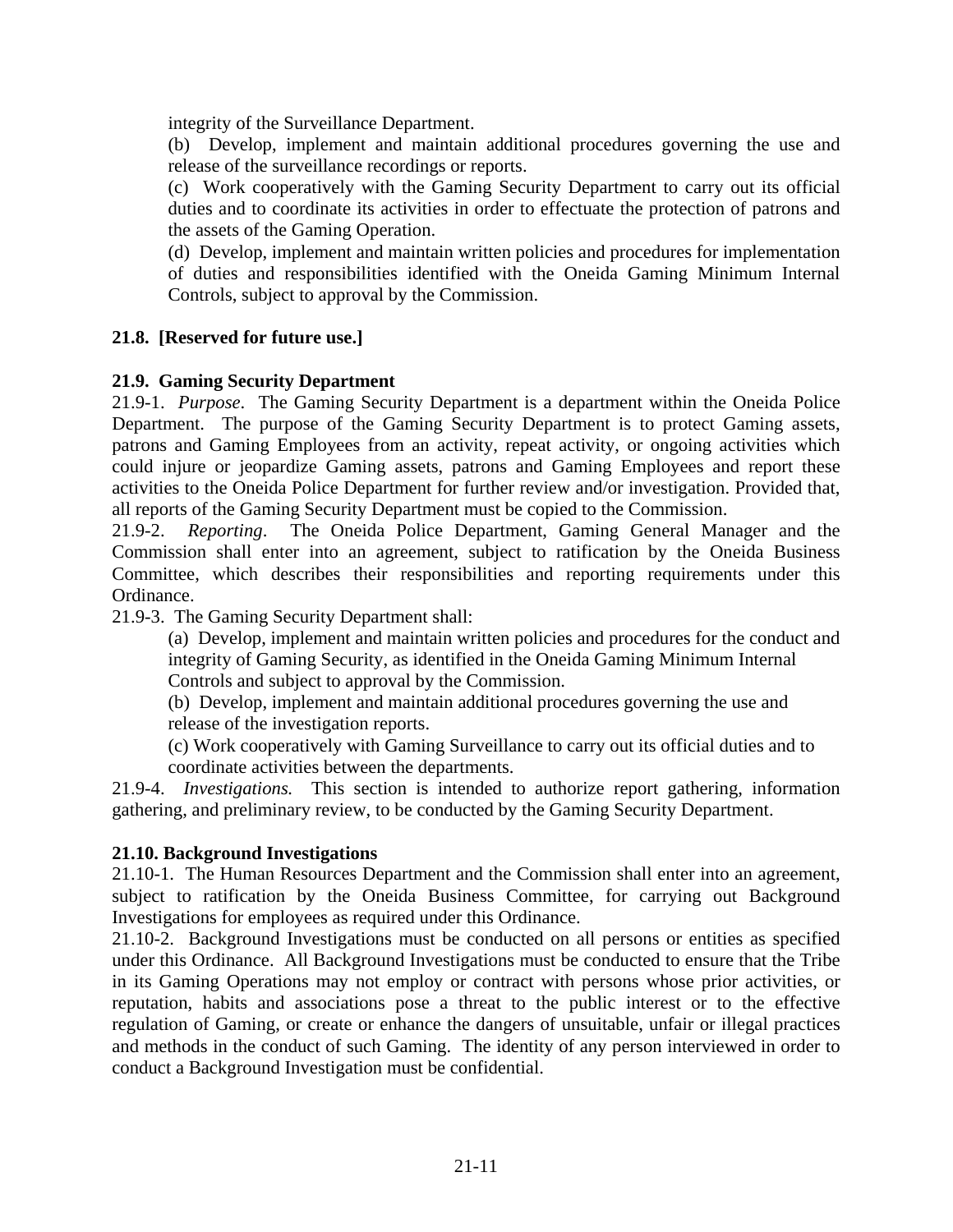integrity of the Surveillance Department.

(b) Develop, implement and maintain additional procedures governing the use and release of the surveillance recordings or reports.

(c) Work cooperatively with the Gaming Security Department to carry out its official duties and to coordinate its activities in order to effectuate the protection of patrons and the assets of the Gaming Operation.

(d) Develop, implement and maintain written policies and procedures for implementation of duties and responsibilities identified with the Oneida Gaming Minimum Internal Controls, subject to approval by the Commission.

**21.8. [Reserved for future use.]**

**21.9. Gaming Security Department**

21.9-1. *Purpose*. The Gaming Security Department is a department within the Oneida Police Department. The purpose of the Gaming Security Department is to protect Gaming assets, patrons and Gaming Employees from an activity, repeat activity, or ongoing activities which could injure or jeopardize Gaming assets, patrons and Gaming Employees and report these activities to the Oneida Police Department for further review and/or investigation. Provided that, all reports of the Gaming Security Department must be copied to the Commission.

21.9-2. *Reporting*. The Oneida Police Department, Gaming General Manager and the Commission shall enter into an agreement, subject to ratification by the Oneida Business Committee, which describes their responsibilities and reporting requirements under this Ordinance.

21.9-3. The Gaming Security Department shall:

(a) Develop, implement and maintain written policies and procedures for the conduct and integrity of Gaming Security, as identified in the Oneida Gaming Minimum Internal Controls and subject to approval by the Commission.

(b) Develop, implement and maintain additional procedures governing the use and release of the investigation reports.

(c) Work cooperatively with Gaming Surveillance to carry out its official duties and to coordinate activities between the departments.

21.9-4. *Investigations.* This section is intended to authorize report gathering, information gathering, and preliminary review, to be conducted by the Gaming Security Department.

**21.10. Background Investigations**

21.10-1. The Human Resources Department and the Commission shall enter into an agreement, subject to ratification by the Oneida Business Committee, for carrying out Background Investigations for employees as required under this Ordinance.

21.10-2. Background Investigations must be conducted on all persons or entities as specified under this Ordinance. All Background Investigations must be conducted to ensure that the Tribe in its Gaming Operations may not employ or contract with persons whose prior activities, or reputation, habits and associations pose a threat to the public interest or to the effective regulation of Gaming, or create or enhance the dangers of unsuitable, unfair or illegal practices and methods in the conduct of such Gaming. The identity of any person interviewed in order to conduct a Background Investigation must be confidential.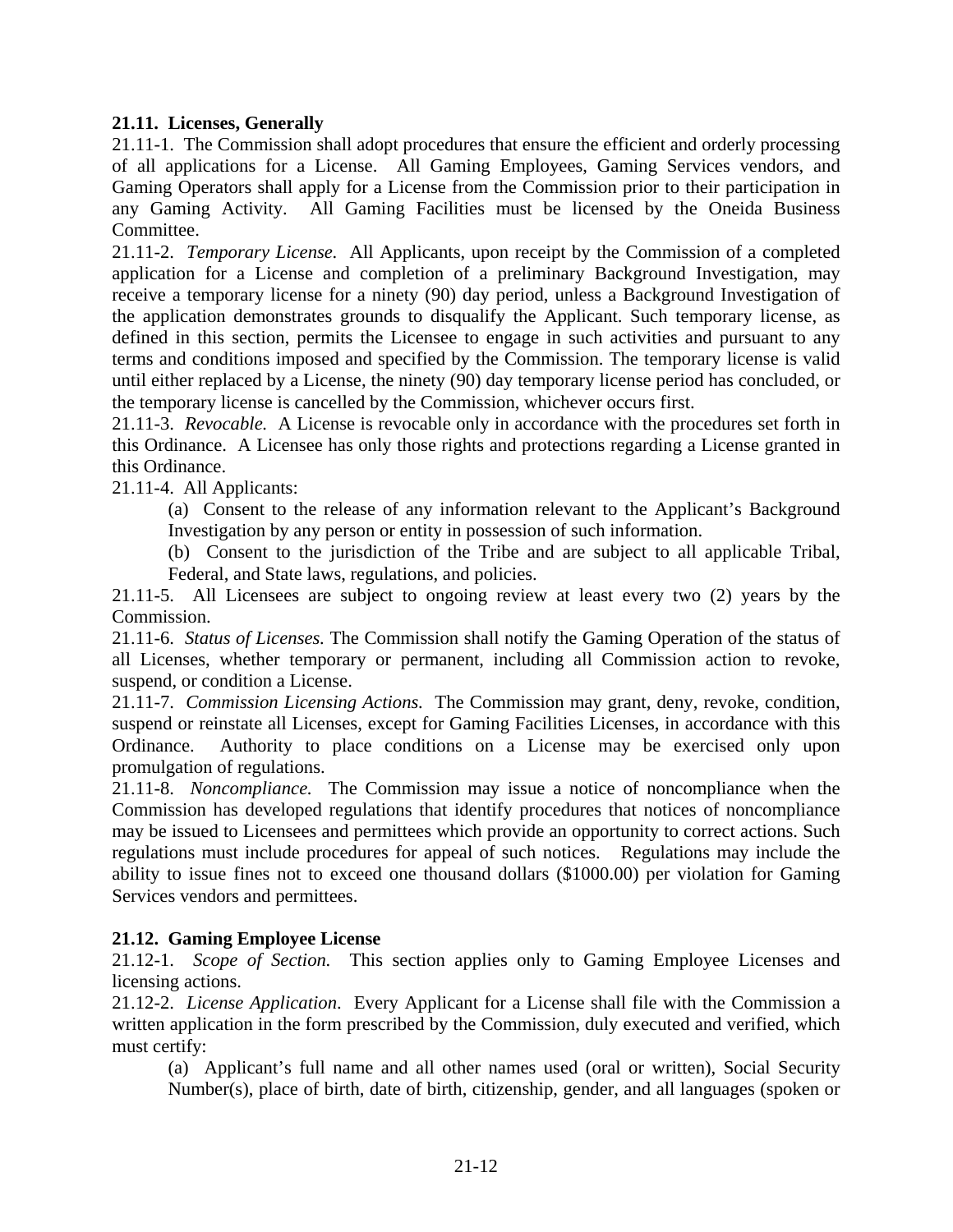**21.11. Licenses, Generally**

21.11-1. The Commission shall adopt procedures that ensure the efficient and orderly processing of all applications for a License. All Gaming Employees, Gaming Services vendors, and Gaming Operators shall apply for a License from the Commission prior to their participation in any Gaming Activity. All Gaming Facilities must be licensed by the Oneida Business Committee.

21.11-2. *Temporary License.* All Applicants, upon receipt by the Commission of a completed application for a License and completion of a preliminary Background Investigation, may receive a temporary license for a ninety (90) day period, unless a Background Investigation of the application demonstrates grounds to disqualify the Applicant. Such temporary license, as defined in this section, permits the Licensee to engage in such activities and pursuant to any terms and conditions imposed and specified by the Commission. The temporary license is valid until either replaced by a License, the ninety (90) day temporary license period has concluded, or the temporary license is cancelled by the Commission, whichever occurs first.

21.11-3. *Revocable.* A License is revocable only in accordance with the procedures set forth in this Ordinance. A Licensee has only those rights and protections regarding a License granted in this Ordinance.

21.11-4. All Applicants:

(a) Consent to the release of any information relevant to the Applicant's Background Investigation by any person or entity in possession of such information.

(b) Consent to the jurisdiction of the Tribe and are subject to all applicable Tribal, Federal, and State laws, regulations, and policies.

21.11-5. All Licensees are subject to ongoing review at least every two (2) years by the Commission.

21.11-6. *Status of Licenses.* The Commission shall notify the Gaming Operation of the status of all Licenses, whether temporary or permanent, including all Commission action to revoke, suspend, or condition a License.

21.11-7. *Commission Licensing Actions.* The Commission may grant, deny, revoke, condition, suspend or reinstate all Licenses, except for Gaming Facilities Licenses, in accordance with this Ordinance. Authority to place conditions on a License may be exercised only upon promulgation of regulations.

21.11-8. *Noncompliance.* The Commission may issue a notice of noncompliance when the Commission has developed regulations that identify procedures that notices of noncompliance may be issued to Licensees and permittees which provide an opportunity to correct actions. Such regulations must include procedures for appeal of such notices. Regulations may include the ability to issue fines not to exceed one thousand dollars ($1000.00) per violation for Gaming Services vendors and permittees.

**21.12. Gaming Employee License**

21.12-1. *Scope of Section.* This section applies only to Gaming Employee Licenses and licensing actions.

21.12-2. *License Application.* Every Applicant for a License shall file with the Commission a written application in the form prescribed by the Commission, duly executed and verified, which must certify:

(a) Applicant's full name and all other names used (oral or written), Social Security Number(s), place of birth, date of birth, citizenship, gender, and all languages (spoken or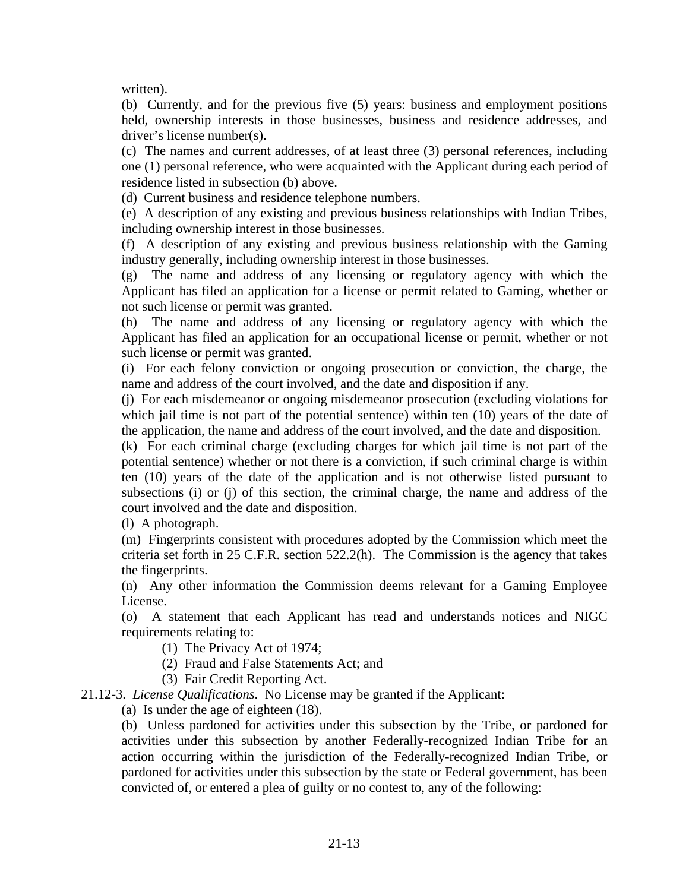written).

(b) Currently, and for the previous five (5) years: business and employment positions held, ownership interests in those businesses, business and residence addresses, and driver's license number(s).

(c) The names and current addresses, of at least three (3) personal references, including one (1) personal reference, who were acquainted with the Applicant during each period of residence listed in subsection (b) above.

(d) Current business and residence telephone numbers.

(e) A description of any existing and previous business relationships with Indian Tribes, including ownership interest in those businesses.

(f) A description of any existing and previous business relationship with the Gaming industry generally, including ownership interest in those businesses.

(g) The name and address of any licensing or regulatory agency with which the Applicant has filed an application for a license or permit related to Gaming, whether or not such license or permit was granted.

(h) The name and address of any licensing or regulatory agency with which the Applicant has filed an application for an occupational license or permit, whether or not such license or permit was granted.

(i) For each felony conviction or ongoing prosecution or conviction, the charge, the name and address of the court involved, and the date and disposition if any.

(j) For each misdemeanor or ongoing misdemeanor prosecution (excluding violations for which jail time is not part of the potential sentence) within ten (10) years of the date of the application, the name and address of the court involved, and the date and disposition.

(k) For each criminal charge (excluding charges for which jail time is not part of the potential sentence) whether or not there is a conviction, if such criminal charge is within ten (10) years of the date of the application and is not otherwise listed pursuant to subsections (i) or (j) of this section, the criminal charge, the name and address of the court involved and the date and disposition.

(l) A photograph.

(m) Fingerprints consistent with procedures adopted by the Commission which meet the criteria set forth in 25 C.F.R. section 522.2(h). The Commission is the agency that takes the fingerprints.

(n) Any other information the Commission deems relevant for a Gaming Employee License.

(o) A statement that each Applicant has read and understands notices and NIGC requirements relating to:

(1) The Privacy Act of 1974;

(2) Fraud and False Statements Act; and

(3) Fair Credit Reporting Act.

21.12-3. *License Qualifications*. No License may be granted if the Applicant:

(a) Is under the age of eighteen (18).

(b) Unless pardoned for activities under this subsection by the Tribe, or pardoned for activities under this subsection by another Federally-recognized Indian Tribe for an action occurring within the jurisdiction of the Federally-recognized Indian Tribe, or pardoned for activities under this subsection by the state or Federal government, has been convicted of, or entered a plea of guilty or no contest to, any of the following: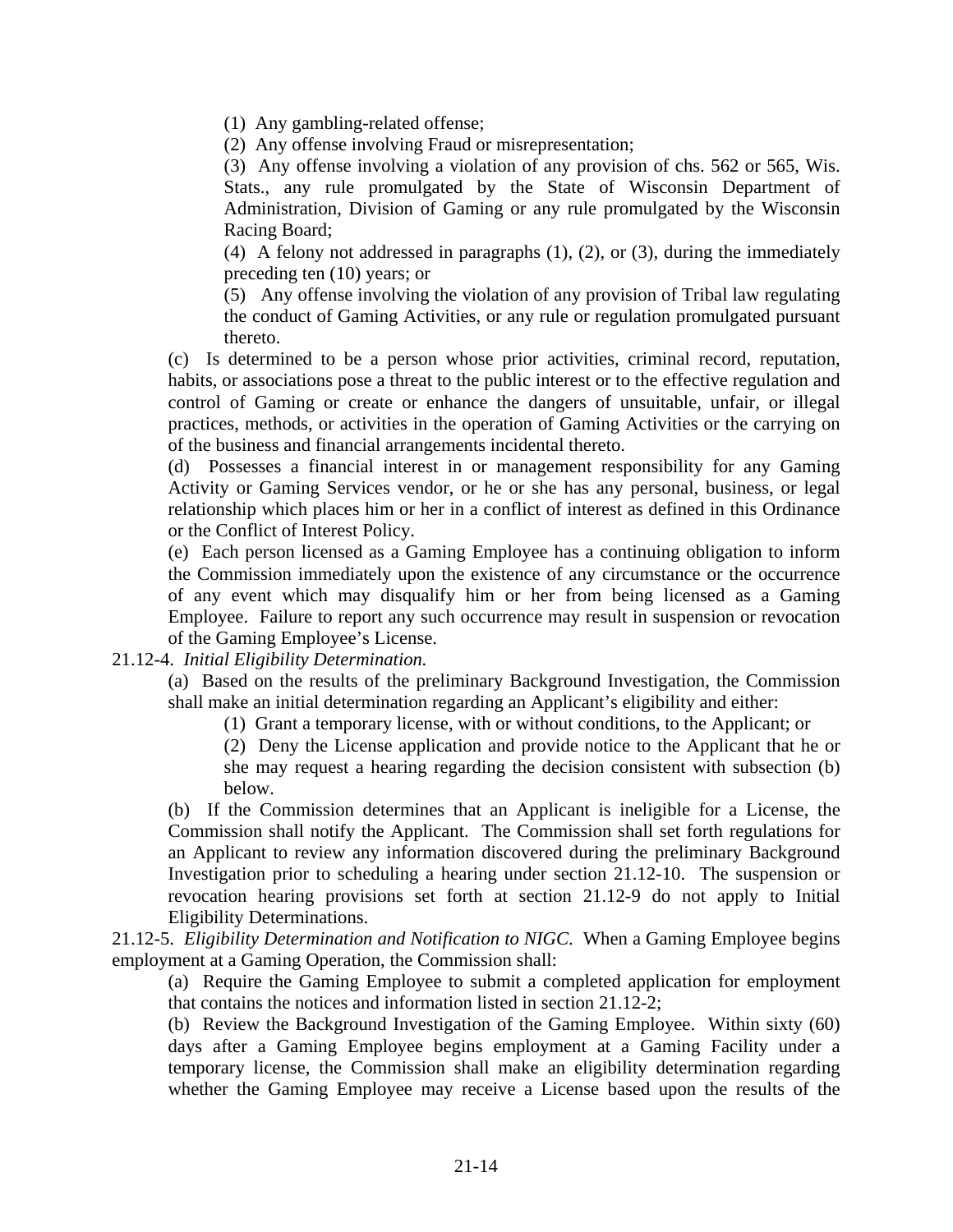(1) Any gambling-related offense;

(2) Any offense involving Fraud or misrepresentation;

(3) Any offense involving a violation of any provision of chs. 562 or 565, Wis. Stats., any rule promulgated by the State of Wisconsin Department of Administration, Division of Gaming or any rule promulgated by the Wisconsin Racing Board;

(4) A felony not addressed in paragraphs (1), (2), or (3), during the immediately preceding ten (10) years; or

(5) Any offense involving the violation of any provision of Tribal law regulating the conduct of Gaming Activities, or any rule or regulation promulgated pursuant thereto.

(c) Is determined to be a person whose prior activities, criminal record, reputation, habits, or associations pose a threat to the public interest or to the effective regulation and control of Gaming or create or enhance the dangers of unsuitable, unfair, or illegal practices, methods, or activities in the operation of Gaming Activities or the carrying on of the business and financial arrangements incidental thereto.

(d) Possesses a financial interest in or management responsibility for any Gaming Activity or Gaming Services vendor, or he or she has any personal, business, or legal relationship which places him or her in a conflict of interest as defined in this Ordinance or the Conflict of Interest Policy.

(e) Each person licensed as a Gaming Employee has a continuing obligation to inform the Commission immediately upon the existence of any circumstance or the occurrence of any event which may disqualify him or her from being licensed as a Gaming Employee. Failure to report any such occurrence may result in suspension or revocation of the Gaming Employee's License.

21.12-4. *Initial Eligibility Determination.*

(a) Based on the results of the preliminary Background Investigation, the Commission shall make an initial determination regarding an Applicant's eligibility and either:

(1) Grant a temporary license, with or without conditions, to the Applicant; or

(2) Deny the License application and provide notice to the Applicant that he or she may request a hearing regarding the decision consistent with subsection (b) below.

(b) If the Commission determines that an Applicant is ineligible for a License, the Commission shall notify the Applicant. The Commission shall set forth regulations for an Applicant to review any information discovered during the preliminary Background Investigation prior to scheduling a hearing under section 21.12-10. The suspension or revocation hearing provisions set forth at section 21.12-9 do not apply to Initial Eligibility Determinations.

21.12-5. *Eligibility Determination and Notification to NIGC.* When a Gaming Employee begins employment at a Gaming Operation, the Commission shall:

(a) Require the Gaming Employee to submit a completed application for employment that contains the notices and information listed in section 21.12-2;

(b) Review the Background Investigation of the Gaming Employee. Within sixty (60) days after a Gaming Employee begins employment at a Gaming Facility under a temporary license, the Commission shall make an eligibility determination regarding whether the Gaming Employee may receive a License based upon the results of the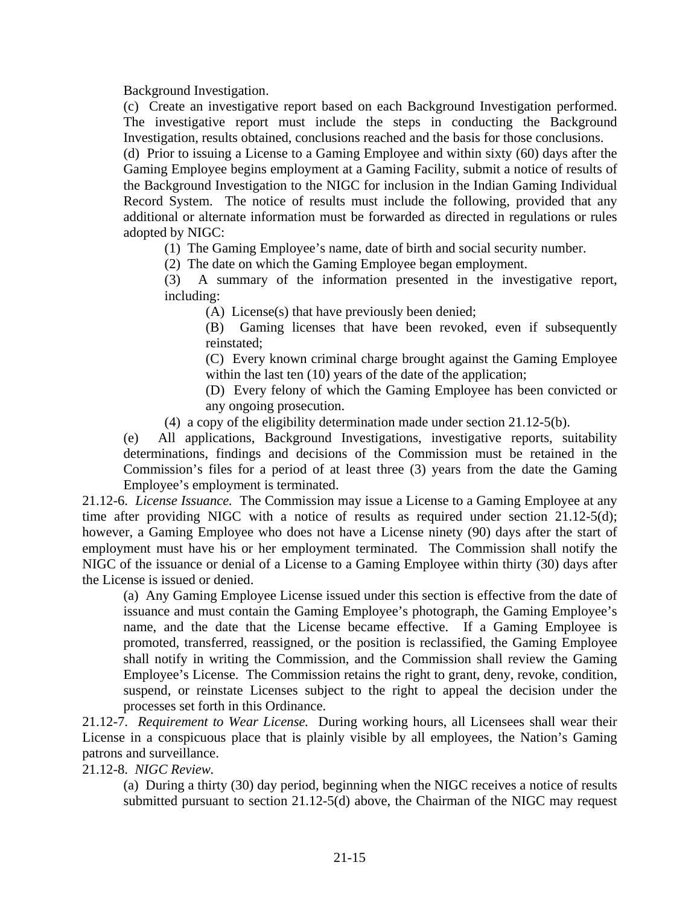Background Investigation.

(c) Create an investigative report based on each Background Investigation performed. The investigative report must include the steps in conducting the Background Investigation, results obtained, conclusions reached and the basis for those conclusions.

(d) Prior to issuing a License to a Gaming Employee and within sixty (60) days after the Gaming Employee begins employment at a Gaming Facility, submit a notice of results of the Background Investigation to the NIGC for inclusion in the Indian Gaming Individual Record System. The notice of results must include the following, provided that any additional or alternate information must be forwarded as directed in regulations or rules adopted by NIGC:

(1) The Gaming Employee's name, date of birth and social security number.

(2) The date on which the Gaming Employee began employment.

(3) A summary of the information presented in the investigative report, including:

(A) License(s) that have previously been denied;

(B) Gaming licenses that have been revoked, even if subsequently reinstated;

(C) Every known criminal charge brought against the Gaming Employee within the last ten (10) years of the date of the application;

(D) Every felony of which the Gaming Employee has been convicted or any ongoing prosecution.

(4) a copy of the eligibility determination made under section 21.12-5(b).

(e) All applications, Background Investigations, investigative reports, suitability determinations, findings and decisions of the Commission must be retained in the Commission's files for a period of at least three (3) years from the date the Gaming Employee's employment is terminated.

21.12-6. *License Issuance.* The Commission may issue a License to a Gaming Employee at any time after providing NIGC with a notice of results as required under section 21.12-5(d); however, a Gaming Employee who does not have a License ninety (90) days after the start of employment must have his or her employment terminated. The Commission shall notify the NIGC of the issuance or denial of a License to a Gaming Employee within thirty (30) days after the License is issued or denied.

(a) Any Gaming Employee License issued under this section is effective from the date of issuance and must contain the Gaming Employee's photograph, the Gaming Employee's name, and the date that the License became effective. If a Gaming Employee is promoted, transferred, reassigned, or the position is reclassified, the Gaming Employee shall notify in writing the Commission, and the Commission shall review the Gaming Employee's License. The Commission retains the right to grant, deny, revoke, condition, suspend, or reinstate Licenses subject to the right to appeal the decision under the processes set forth in this Ordinance.

21.12-7. *Requirement to Wear License.* During working hours, all Licensees shall wear their License in a conspicuous place that is plainly visible by all employees, the Nation's Gaming patrons and surveillance.

21.12-8. *NIGC Review.*

(a) During a thirty (30) day period, beginning when the NIGC receives a notice of results submitted pursuant to section 21.12-5(d) above, the Chairman of the NIGC may request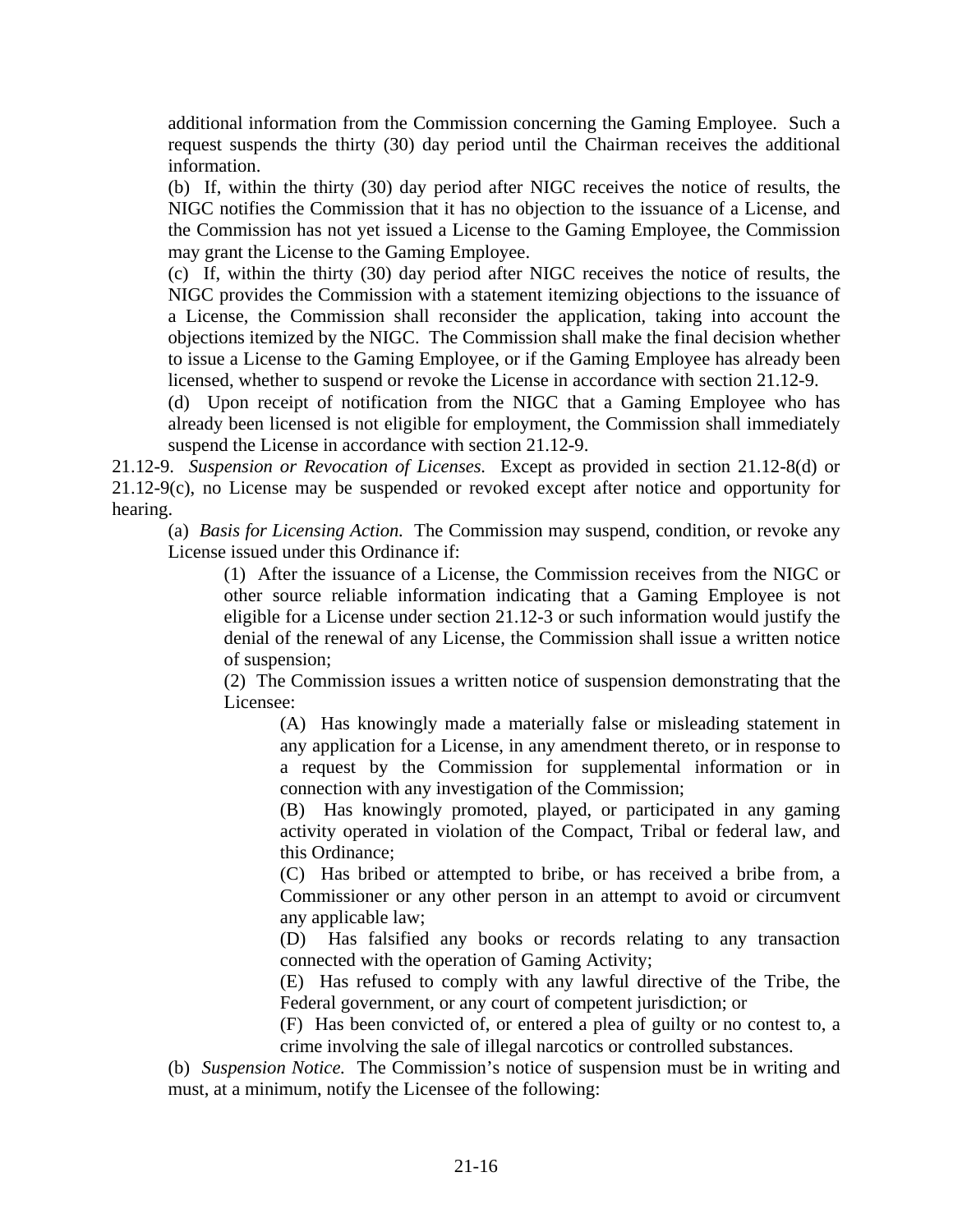additional information from the Commission concerning the Gaming Employee. Such a request suspends the thirty (30) day period until the Chairman receives the additional information.

(b) If, within the thirty (30) day period after NIGC receives the notice of results, the NIGC notifies the Commission that it has no objection to the issuance of a License, and the Commission has not yet issued a License to the Gaming Employee, the Commission may grant the License to the Gaming Employee.

(c) If, within the thirty (30) day period after NIGC receives the notice of results, the NIGC provides the Commission with a statement itemizing objections to the issuance of a License, the Commission shall reconsider the application, taking into account the objections itemized by the NIGC. The Commission shall make the final decision whether to issue a License to the Gaming Employee, or if the Gaming Employee has already been licensed, whether to suspend or revoke the License in accordance with section 21.12-9.

(d) Upon receipt of notification from the NIGC that a Gaming Employee who has already been licensed is not eligible for employment, the Commission shall immediately suspend the License in accordance with section 21.12-9.

21.12-9. *Suspension or Revocation of Licenses.* Except as provided in section 21.12-8(d) or 21.12-9(c), no License may be suspended or revoked except after notice and opportunity for hearing.

(a) *Basis for Licensing Action.* The Commission may suspend, condition, or revoke any License issued under this Ordinance if:

(1) After the issuance of a License, the Commission receives from the NIGC or other source reliable information indicating that a Gaming Employee is not eligible for a License under section 21.12-3 or such information would justify the denial of the renewal of any License, the Commission shall issue a written notice of suspension;

(2) The Commission issues a written notice of suspension demonstrating that the Licensee:

(A) Has knowingly made a materially false or misleading statement in any application for a License, in any amendment thereto, or in response to a request by the Commission for supplemental information or in connection with any investigation of the Commission;

(B) Has knowingly promoted, played, or participated in any gaming activity operated in violation of the Compact, Tribal or federal law, and this Ordinance;

(C) Has bribed or attempted to bribe, or has received a bribe from, a Commissioner or any other person in an attempt to avoid or circumvent any applicable law;

(D) Has falsified any books or records relating to any transaction connected with the operation of Gaming Activity;

(E) Has refused to comply with any lawful directive of the Tribe, the Federal government, or any court of competent jurisdiction; or

(F) Has been convicted of, or entered a plea of guilty or no contest to, a crime involving the sale of illegal narcotics or controlled substances.

(b) *Suspension Notice.* The Commission's notice of suspension must be in writing and must, at a minimum, notify the Licensee of the following: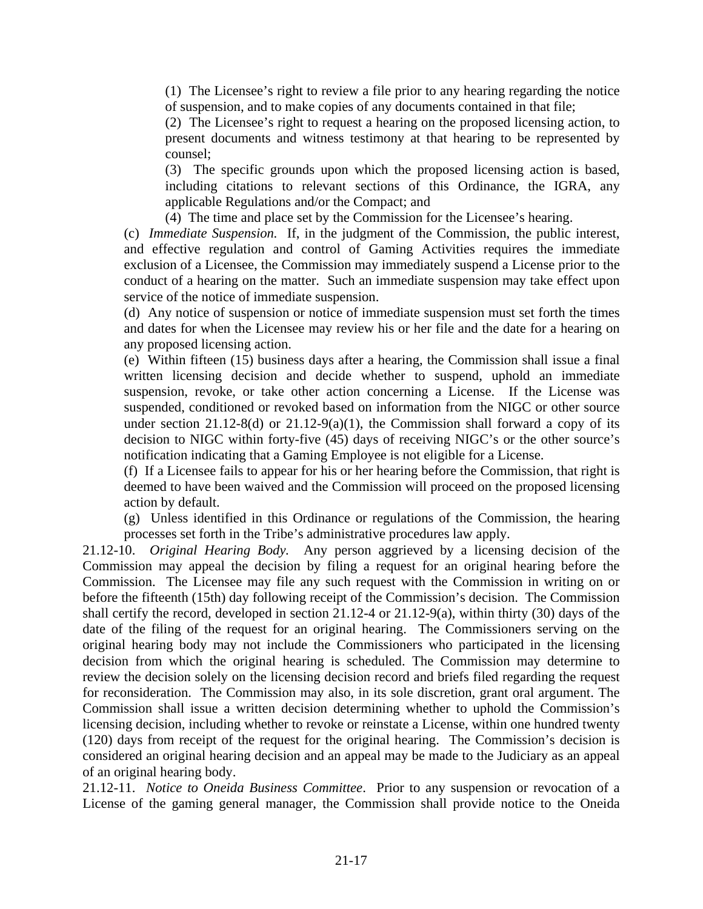(1) The Licensee's right to review a file prior to any hearing regarding the notice of suspension, and to make copies of any documents contained in that file;

(2) The Licensee's right to request a hearing on the proposed licensing action, to present documents and witness testimony at that hearing to be represented by counsel;

(3) The specific grounds upon which the proposed licensing action is based, including citations to relevant sections of this Ordinance, the IGRA, any applicable Regulations and/or the Compact; and

(4) The time and place set by the Commission for the Licensee's hearing.

(c) *Immediate Suspension.* If, in the judgment of the Commission, the public interest, and effective regulation and control of Gaming Activities requires the immediate exclusion of a Licensee, the Commission may immediately suspend a License prior to the conduct of a hearing on the matter. Such an immediate suspension may take effect upon service of the notice of immediate suspension.

(d) Any notice of suspension or notice of immediate suspension must set forth the times and dates for when the Licensee may review his or her file and the date for a hearing on any proposed licensing action.

(e) Within fifteen (15) business days after a hearing, the Commission shall issue a final written licensing decision and decide whether to suspend, uphold an immediate suspension, revoke, or take other action concerning a License. If the License was suspended, conditioned or revoked based on information from the NIGC or other source under section 21.12-8(d) or 21.12-9(a)(1), the Commission shall forward a copy of its decision to NIGC within forty-five (45) days of receiving NIGC's or the other source's notification indicating that a Gaming Employee is not eligible for a License.

(f) If a Licensee fails to appear for his or her hearing before the Commission, that right is deemed to have been waived and the Commission will proceed on the proposed licensing action by default.

(g) Unless identified in this Ordinance or regulations of the Commission, the hearing processes set forth in the Tribe's administrative procedures law apply.

21.12-10. *Original Hearing Body.* Any person aggrieved by a licensing decision of the Commission may appeal the decision by filing a request for an original hearing before the Commission. The Licensee may file any such request with the Commission in writing on or before the fifteenth (15th) day following receipt of the Commission's decision. The Commission shall certify the record, developed in section 21.12-4 or 21.12-9(a), within thirty (30) days of the date of the filing of the request for an original hearing. The Commissioners serving on the original hearing body may not include the Commissioners who participated in the licensing decision from which the original hearing is scheduled. The Commission may determine to review the decision solely on the licensing decision record and briefs filed regarding the request for reconsideration. The Commission may also, in its sole discretion, grant oral argument. The Commission shall issue a written decision determining whether to uphold the Commission's licensing decision, including whether to revoke or reinstate a License, within one hundred twenty (120) days from receipt of the request for the original hearing. The Commission's decision is considered an original hearing decision and an appeal may be made to the Judiciary as an appeal of an original hearing body.

21.12-11. *Notice to Oneida Business Committee*. Prior to any suspension or revocation of a License of the gaming general manager, the Commission shall provide notice to the Oneida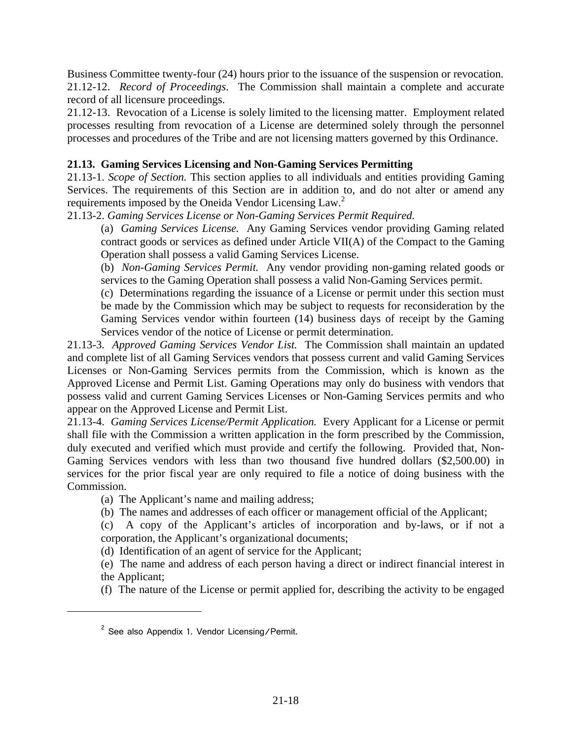Business Committee twenty-four (24) hours prior to the issuance of the suspension or revocation.
21.12-12. *Record of Proceedings*. The Commission shall maintain a complete and accurate record of all licensure proceedings.
21.12-13. Revocation of a License is solely limited to the licensing matter. Employment related processes resulting from revocation of a License are determined solely through the personnel processes and procedures of the Tribe and are not licensing matters governed by this Ordinance.

**21.13. Gaming Services Licensing and Non-Gaming Services Permitting**
21.13-1. *Scope of Section.* This section applies to all individuals and entities providing Gaming Services. The requirements of this Section are in addition to, and do not alter or amend any requirements imposed by the Oneida Vendor Licensing Law.[2]
21.13-2. *Gaming Services License or Non-Gaming Services Permit Required.*

(a) *Gaming Services License.* Any Gaming Services vendor providing Gaming related contract goods or services as defined under Article VII(A) of the Compact to the Gaming Operation shall possess a valid Gaming Services License.

(b) *Non-Gaming Services Permit.* Any vendor providing non-gaming related goods or services to the Gaming Operation shall possess a valid Non-Gaming Services permit.

(c) Determinations regarding the issuance of a License or permit under this section must be made by the Commission which may be subject to requests for reconsideration by the Gaming Services vendor within fourteen (14) business days of receipt by the Gaming Services vendor of the notice of License or permit determination.

21.13-3. *Approved Gaming Services Vendor List.* The Commission shall maintain an updated and complete list of all Gaming Services vendors that possess current and valid Gaming Services Licenses or Non-Gaming Services permits from the Commission, which is known as the Approved License and Permit List. Gaming Operations may only do business with vendors that possess valid and current Gaming Services Licenses or Non-Gaming Services permits and who appear on the Approved License and Permit List.
21.13-4. *Gaming Services License/Permit Application.* Every Applicant for a License or permit shall file with the Commission a written application in the form prescribed by the Commission, duly executed and verified which must provide and certify the following. Provided that, Non-Gaming Services vendors with less than two thousand five hundred dollars ($2,500.00) in services for the prior fiscal year are only required to file a notice of doing business with the Commission.

(a) The Applicant's name and mailing address;

(b) The names and addresses of each officer or management official of the Applicant;

(c) A copy of the Applicant's articles of incorporation and by-laws, or if not a corporation, the Applicant's organizational documents;

(d) Identification of an agent of service for the Applicant;

(e) The name and address of each person having a direct or indirect financial interest in the Applicant;

(f) The nature of the License or permit applied for, describing the activity to be engaged

[2] See also Appendix 1. Vendor Licensing/Permit.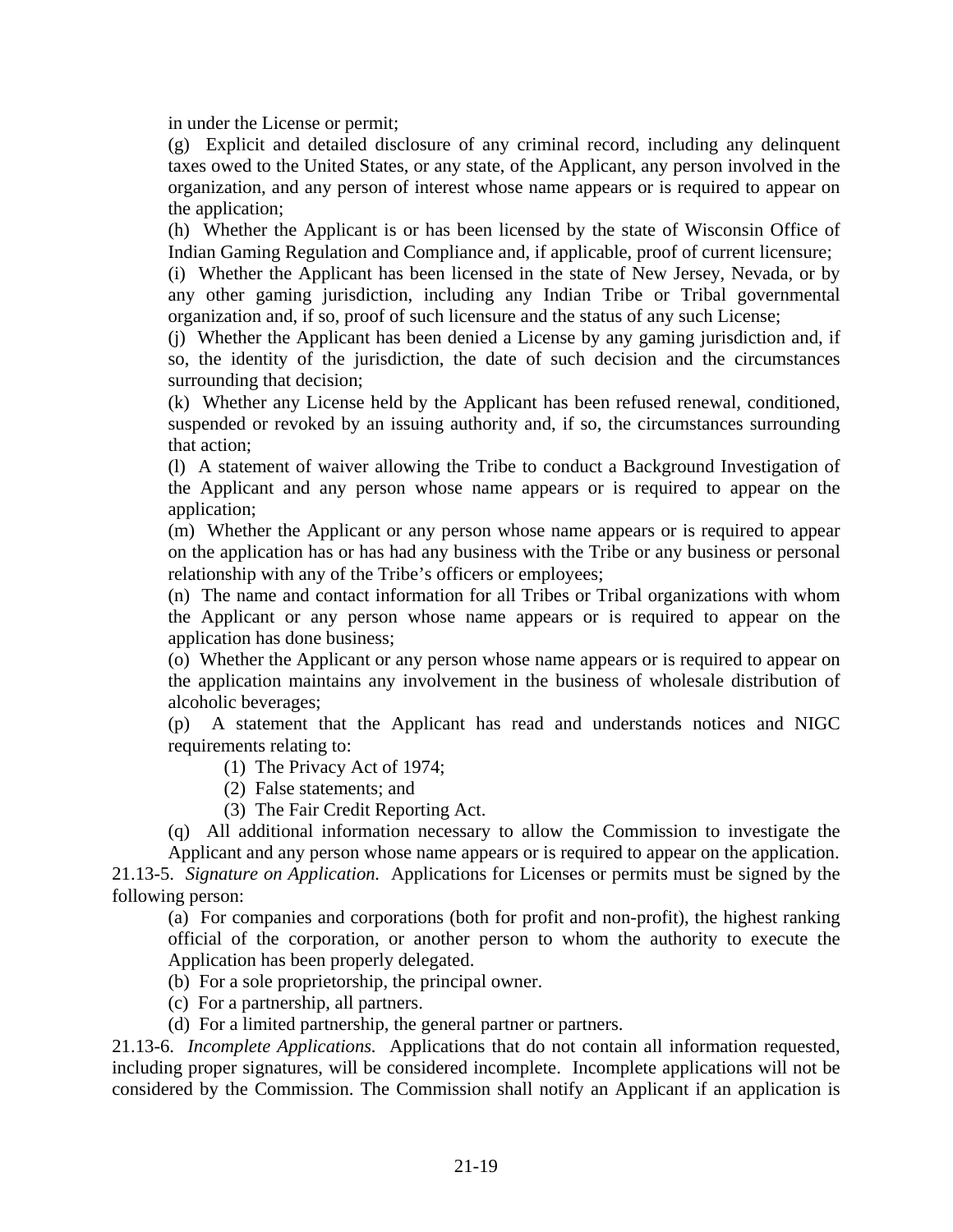in under the License or permit;

(g) Explicit and detailed disclosure of any criminal record, including any delinquent taxes owed to the United States, or any state, of the Applicant, any person involved in the organization, and any person of interest whose name appears or is required to appear on the application;

(h) Whether the Applicant is or has been licensed by the state of Wisconsin Office of Indian Gaming Regulation and Compliance and, if applicable, proof of current licensure;

(i) Whether the Applicant has been licensed in the state of New Jersey, Nevada, or by any other gaming jurisdiction, including any Indian Tribe or Tribal governmental organization and, if so, proof of such licensure and the status of any such License;

(j) Whether the Applicant has been denied a License by any gaming jurisdiction and, if so, the identity of the jurisdiction, the date of such decision and the circumstances surrounding that decision;

(k) Whether any License held by the Applicant has been refused renewal, conditioned, suspended or revoked by an issuing authority and, if so, the circumstances surrounding that action;

(l) A statement of waiver allowing the Tribe to conduct a Background Investigation of the Applicant and any person whose name appears or is required to appear on the application;

(m) Whether the Applicant or any person whose name appears or is required to appear on the application has or has had any business with the Tribe or any business or personal relationship with any of the Tribe's officers or employees;

(n) The name and contact information for all Tribes or Tribal organizations with whom the Applicant or any person whose name appears or is required to appear on the application has done business;

(o) Whether the Applicant or any person whose name appears or is required to appear on the application maintains any involvement in the business of wholesale distribution of alcoholic beverages;

(p) A statement that the Applicant has read and understands notices and NIGC requirements relating to:

(1) The Privacy Act of 1974;

(2) False statements; and

(3) The Fair Credit Reporting Act.

(q) All additional information necessary to allow the Commission to investigate the Applicant and any person whose name appears or is required to appear on the application.

21.13-5. *Signature on Application.* Applications for Licenses or permits must be signed by the following person:

(a) For companies and corporations (both for profit and non-profit), the highest ranking official of the corporation, or another person to whom the authority to execute the Application has been properly delegated.

(b) For a sole proprietorship, the principal owner.

(c) For a partnership, all partners.

(d) For a limited partnership, the general partner or partners.

21.13-6. *Incomplete Applications.* Applications that do not contain all information requested, including proper signatures, will be considered incomplete. Incomplete applications will not be considered by the Commission. The Commission shall notify an Applicant if an application is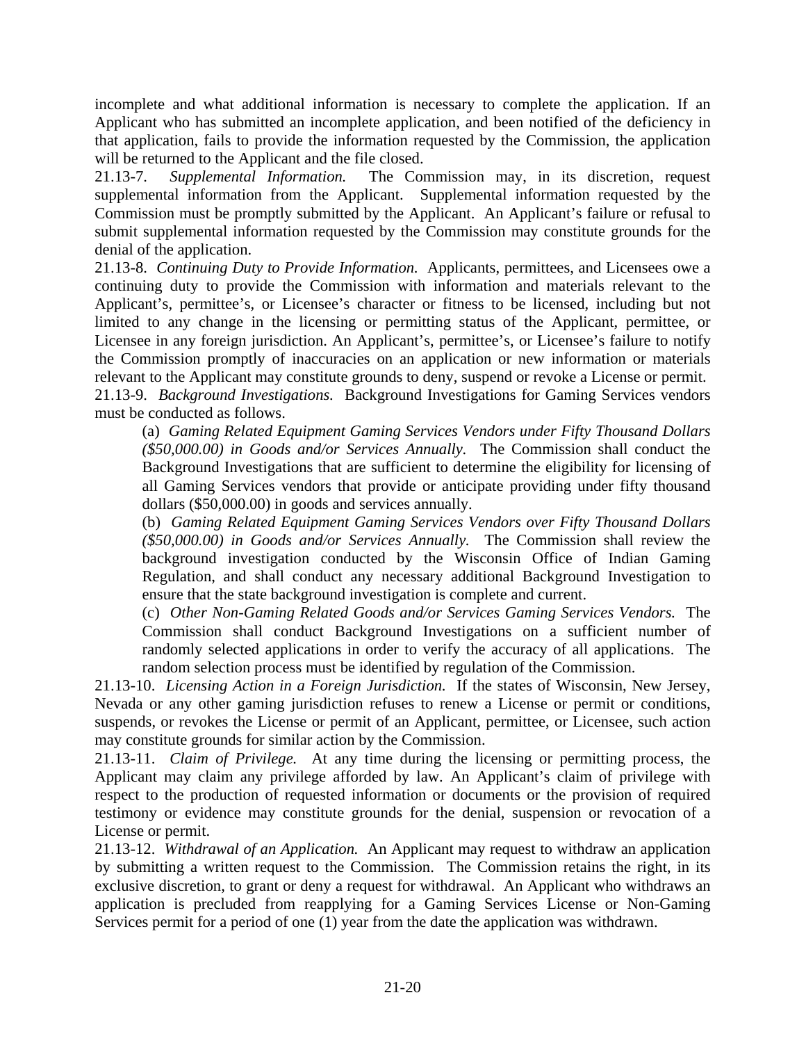incomplete and what additional information is necessary to complete the application. If an Applicant who has submitted an incomplete application, and been notified of the deficiency in that application, fails to provide the information requested by the Commission, the application will be returned to the Applicant and the file closed.

21.13-7. *Supplemental Information.* The Commission may, in its discretion, request supplemental information from the Applicant. Supplemental information requested by the Commission must be promptly submitted by the Applicant. An Applicant's failure or refusal to submit supplemental information requested by the Commission may constitute grounds for the denial of the application.

21.13-8. *Continuing Duty to Provide Information.* Applicants, permittees, and Licensees owe a continuing duty to provide the Commission with information and materials relevant to the Applicant's, permittee's, or Licensee's character or fitness to be licensed, including but not limited to any change in the licensing or permitting status of the Applicant, permittee, or Licensee in any foreign jurisdiction. An Applicant's, permittee's, or Licensee's failure to notify the Commission promptly of inaccuracies on an application or new information or materials relevant to the Applicant may constitute grounds to deny, suspend or revoke a License or permit.

21.13-9. *Background Investigations.* Background Investigations for Gaming Services vendors must be conducted as follows.

(a) *Gaming Related Equipment Gaming Services Vendors under Fifty Thousand Dollars ($50,000.00) in Goods and/or Services Annually.* The Commission shall conduct the Background Investigations that are sufficient to determine the eligibility for licensing of all Gaming Services vendors that provide or anticipate providing under fifty thousand dollars ($50,000.00) in goods and services annually.

(b) *Gaming Related Equipment Gaming Services Vendors over Fifty Thousand Dollars ($50,000.00) in Goods and/or Services Annually.* The Commission shall review the background investigation conducted by the Wisconsin Office of Indian Gaming Regulation, and shall conduct any necessary additional Background Investigation to ensure that the state background investigation is complete and current.

(c) *Other Non-Gaming Related Goods and/or Services Gaming Services Vendors.* The Commission shall conduct Background Investigations on a sufficient number of randomly selected applications in order to verify the accuracy of all applications. The random selection process must be identified by regulation of the Commission.

21.13-10. *Licensing Action in a Foreign Jurisdiction.* If the states of Wisconsin, New Jersey, Nevada or any other gaming jurisdiction refuses to renew a License or permit or conditions, suspends, or revokes the License or permit of an Applicant, permittee, or Licensee, such action may constitute grounds for similar action by the Commission.

21.13-11. *Claim of Privilege.* At any time during the licensing or permitting process, the Applicant may claim any privilege afforded by law. An Applicant's claim of privilege with respect to the production of requested information or documents or the provision of required testimony or evidence may constitute grounds for the denial, suspension or revocation of a License or permit.

21.13-12. *Withdrawal of an Application.* An Applicant may request to withdraw an application by submitting a written request to the Commission. The Commission retains the right, in its exclusive discretion, to grant or deny a request for withdrawal. An Applicant who withdraws an application is precluded from reapplying for a Gaming Services License or Non-Gaming Services permit for a period of one (1) year from the date the application was withdrawn.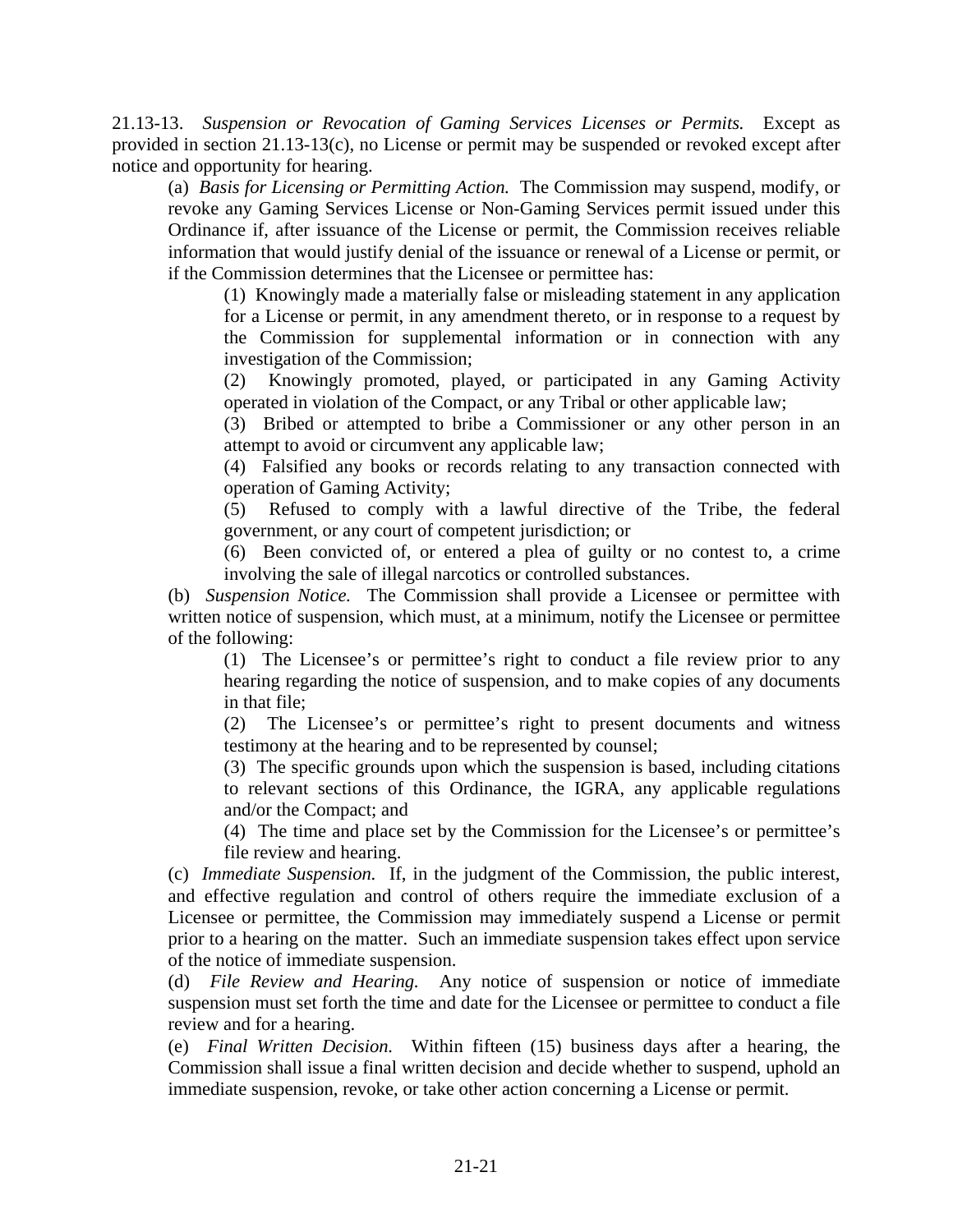21.13-13. *Suspension or Revocation of Gaming Services Licenses or Permits.* Except as provided in section 21.13-13(c), no License or permit may be suspended or revoked except after notice and opportunity for hearing.

(a) *Basis for Licensing or Permitting Action.* The Commission may suspend, modify, or revoke any Gaming Services License or Non-Gaming Services permit issued under this Ordinance if, after issuance of the License or permit, the Commission receives reliable information that would justify denial of the issuance or renewal of a License or permit, or if the Commission determines that the Licensee or permittee has:

(1) Knowingly made a materially false or misleading statement in any application for a License or permit, in any amendment thereto, or in response to a request by the Commission for supplemental information or in connection with any investigation of the Commission;

(2) Knowingly promoted, played, or participated in any Gaming Activity operated in violation of the Compact, or any Tribal or other applicable law;

(3) Bribed or attempted to bribe a Commissioner or any other person in an attempt to avoid or circumvent any applicable law;

(4) Falsified any books or records relating to any transaction connected with operation of Gaming Activity;

(5) Refused to comply with a lawful directive of the Tribe, the federal government, or any court of competent jurisdiction; or

(6) Been convicted of, or entered a plea of guilty or no contest to, a crime involving the sale of illegal narcotics or controlled substances.

(b) *Suspension Notice.* The Commission shall provide a Licensee or permittee with written notice of suspension, which must, at a minimum, notify the Licensee or permittee of the following:

(1) The Licensee's or permittee's right to conduct a file review prior to any hearing regarding the notice of suspension, and to make copies of any documents in that file;

(2) The Licensee's or permittee's right to present documents and witness testimony at the hearing and to be represented by counsel;

(3) The specific grounds upon which the suspension is based, including citations to relevant sections of this Ordinance, the IGRA, any applicable regulations and/or the Compact; and

(4) The time and place set by the Commission for the Licensee's or permittee's file review and hearing.

(c) *Immediate Suspension.* If, in the judgment of the Commission, the public interest, and effective regulation and control of others require the immediate exclusion of a Licensee or permittee, the Commission may immediately suspend a License or permit prior to a hearing on the matter. Such an immediate suspension takes effect upon service of the notice of immediate suspension.

(d) *File Review and Hearing.* Any notice of suspension or notice of immediate suspension must set forth the time and date for the Licensee or permittee to conduct a file review and for a hearing.

(e) *Final Written Decision.* Within fifteen (15) business days after a hearing, the Commission shall issue a final written decision and decide whether to suspend, uphold an immediate suspension, revoke, or take other action concerning a License or permit.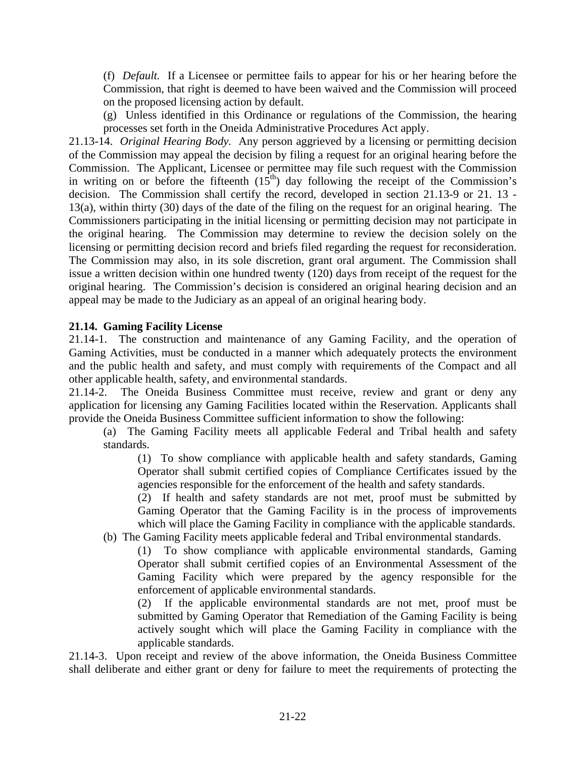(f) *Default.* If a Licensee or permittee fails to appear for his or her hearing before the Commission, that right is deemed to have been waived and the Commission will proceed on the proposed licensing action by default.

(g) Unless identified in this Ordinance or regulations of the Commission, the hearing processes set forth in the Oneida Administrative Procedures Act apply.

21.13-14. *Original Hearing Body.* Any person aggrieved by a licensing or permitting decision of the Commission may appeal the decision by filing a request for an original hearing before the Commission. The Applicant, Licensee or permittee may file such request with the Commission in writing on or before the fifteenth ($15^{th}$) day following the receipt of the Commission's decision. The Commission shall certify the record, developed in section 21.13-9 or 21. 13 - 13(a), within thirty (30) days of the date of the filing on the request for an original hearing. The Commissioners participating in the initial licensing or permitting decision may not participate in the original hearing. The Commission may determine to review the decision solely on the licensing or permitting decision record and briefs filed regarding the request for reconsideration. The Commission may also, in its sole discretion, grant oral argument. The Commission shall issue a written decision within one hundred twenty (120) days from receipt of the request for the original hearing. The Commission's decision is considered an original hearing decision and an appeal may be made to the Judiciary as an appeal of an original hearing body.

**21.14. Gaming Facility License**

21.14-1. The construction and maintenance of any Gaming Facility, and the operation of Gaming Activities, must be conducted in a manner which adequately protects the environment and the public health and safety, and must comply with requirements of the Compact and all other applicable health, safety, and environmental standards.

21.14-2. The Oneida Business Committee must receive, review and grant or deny any application for licensing any Gaming Facilities located within the Reservation. Applicants shall provide the Oneida Business Committee sufficient information to show the following:

(a) The Gaming Facility meets all applicable Federal and Tribal health and safety standards.

(1) To show compliance with applicable health and safety standards, Gaming Operator shall submit certified copies of Compliance Certificates issued by the agencies responsible for the enforcement of the health and safety standards.

(2) If health and safety standards are not met, proof must be submitted by Gaming Operator that the Gaming Facility is in the process of improvements which will place the Gaming Facility in compliance with the applicable standards.

(b) The Gaming Facility meets applicable federal and Tribal environmental standards.

(1) To show compliance with applicable environmental standards, Gaming Operator shall submit certified copies of an Environmental Assessment of the Gaming Facility which were prepared by the agency responsible for the enforcement of applicable environmental standards.

(2) If the applicable environmental standards are not met, proof must be submitted by Gaming Operator that Remediation of the Gaming Facility is being actively sought which will place the Gaming Facility in compliance with the applicable standards.

21.14-3. Upon receipt and review of the above information, the Oneida Business Committee shall deliberate and either grant or deny for failure to meet the requirements of protecting the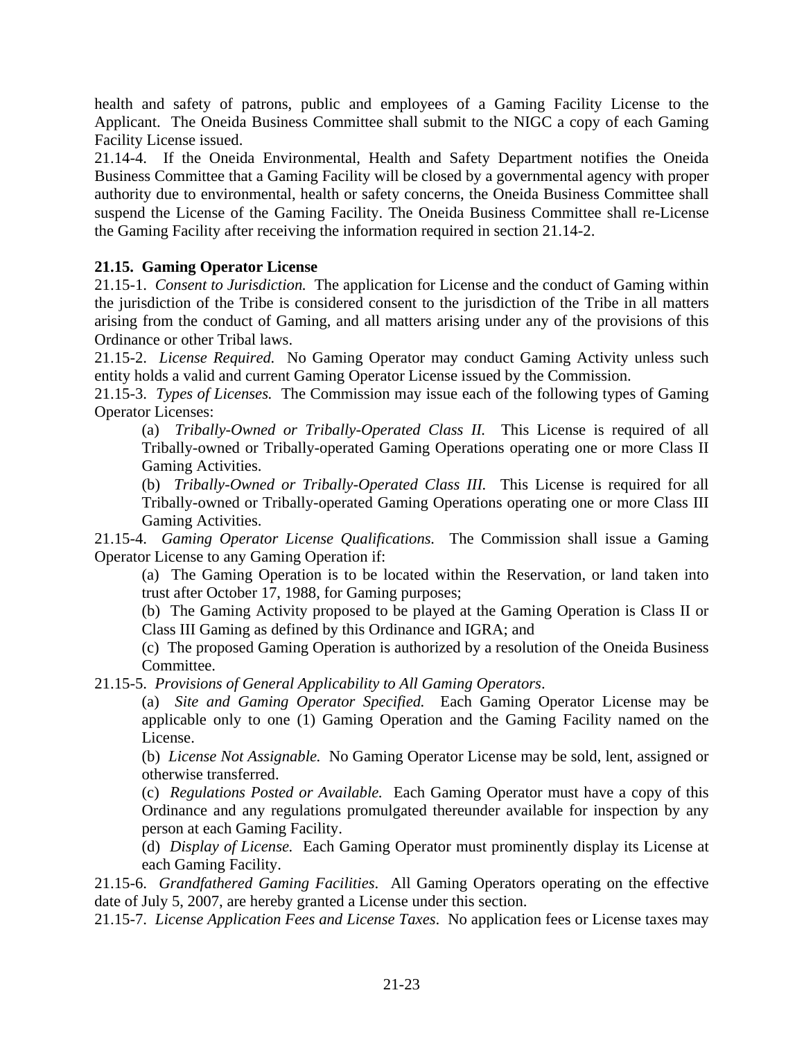health and safety of patrons, public and employees of a Gaming Facility License to the Applicant. The Oneida Business Committee shall submit to the NIGC a copy of each Gaming Facility License issued.

21.14-4. If the Oneida Environmental, Health and Safety Department notifies the Oneida Business Committee that a Gaming Facility will be closed by a governmental agency with proper authority due to environmental, health or safety concerns, the Oneida Business Committee shall suspend the License of the Gaming Facility. The Oneida Business Committee shall re-License the Gaming Facility after receiving the information required in section 21.14-2.

**21.15. Gaming Operator License**

21.15-1. *Consent to Jurisdiction.* The application for License and the conduct of Gaming within the jurisdiction of the Tribe is considered consent to the jurisdiction of the Tribe in all matters arising from the conduct of Gaming, and all matters arising under any of the provisions of this Ordinance or other Tribal laws.

21.15-2. *License Required.* No Gaming Operator may conduct Gaming Activity unless such entity holds a valid and current Gaming Operator License issued by the Commission.

21.15-3. *Types of Licenses.* The Commission may issue each of the following types of Gaming Operator Licenses:

(a) *Tribally-Owned or Tribally-Operated Class II.* This License is required of all Tribally-owned or Tribally-operated Gaming Operations operating one or more Class II Gaming Activities.

(b) *Tribally-Owned or Tribally-Operated Class III.* This License is required for all Tribally-owned or Tribally-operated Gaming Operations operating one or more Class III Gaming Activities.

21.15-4. *Gaming Operator License Qualifications.* The Commission shall issue a Gaming Operator License to any Gaming Operation if:

(a) The Gaming Operation is to be located within the Reservation, or land taken into trust after October 17, 1988, for Gaming purposes;

(b) The Gaming Activity proposed to be played at the Gaming Operation is Class II or Class III Gaming as defined by this Ordinance and IGRA; and

(c) The proposed Gaming Operation is authorized by a resolution of the Oneida Business Committee.

21.15-5. *Provisions of General Applicability to All Gaming Operators*.

(a) *Site and Gaming Operator Specified.* Each Gaming Operator License may be applicable only to one (1) Gaming Operation and the Gaming Facility named on the License.

(b) *License Not Assignable.* No Gaming Operator License may be sold, lent, assigned or otherwise transferred.

(c) *Regulations Posted or Available.* Each Gaming Operator must have a copy of this Ordinance and any regulations promulgated thereunder available for inspection by any person at each Gaming Facility.

(d) *Display of License.* Each Gaming Operator must prominently display its License at each Gaming Facility.

21.15-6. *Grandfathered Gaming Facilities*. All Gaming Operators operating on the effective date of July 5, 2007, are hereby granted a License under this section.

21.15-7. *License Application Fees and License Taxes*. No application fees or License taxes may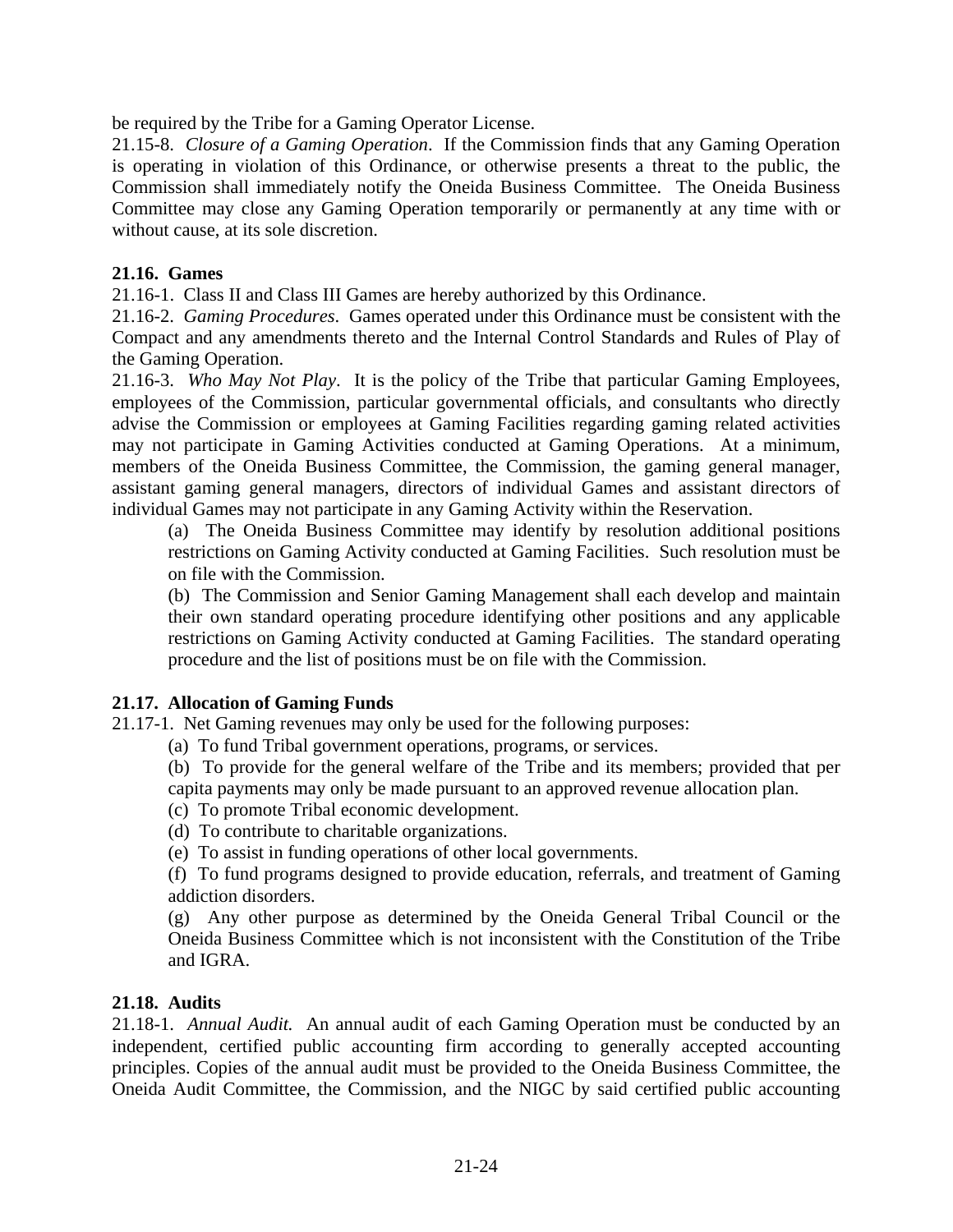be required by the Tribe for a Gaming Operator License.

21.15-8. *Closure of a Gaming Operation*. If the Commission finds that any Gaming Operation is operating in violation of this Ordinance, or otherwise presents a threat to the public, the Commission shall immediately notify the Oneida Business Committee. The Oneida Business Committee may close any Gaming Operation temporarily or permanently at any time with or without cause, at its sole discretion.

**21.16. Games**

21.16-1. Class II and Class III Games are hereby authorized by this Ordinance.

21.16-2. *Gaming Procedures*. Games operated under this Ordinance must be consistent with the Compact and any amendments thereto and the Internal Control Standards and Rules of Play of the Gaming Operation.

21.16-3. *Who May Not Play*. It is the policy of the Tribe that particular Gaming Employees, employees of the Commission, particular governmental officials, and consultants who directly advise the Commission or employees at Gaming Facilities regarding gaming related activities may not participate in Gaming Activities conducted at Gaming Operations. At a minimum, members of the Oneida Business Committee, the Commission, the gaming general manager, assistant gaming general managers, directors of individual Games and assistant directors of individual Games may not participate in any Gaming Activity within the Reservation.

(a) The Oneida Business Committee may identify by resolution additional positions restrictions on Gaming Activity conducted at Gaming Facilities. Such resolution must be on file with the Commission.

(b) The Commission and Senior Gaming Management shall each develop and maintain their own standard operating procedure identifying other positions and any applicable restrictions on Gaming Activity conducted at Gaming Facilities. The standard operating procedure and the list of positions must be on file with the Commission.

**21.17. Allocation of Gaming Funds**

21.17-1. Net Gaming revenues may only be used for the following purposes:

(a) To fund Tribal government operations, programs, or services.

(b) To provide for the general welfare of the Tribe and its members; provided that per capita payments may only be made pursuant to an approved revenue allocation plan.

(c) To promote Tribal economic development.

(d) To contribute to charitable organizations.

(e) To assist in funding operations of other local governments.

(f) To fund programs designed to provide education, referrals, and treatment of Gaming addiction disorders.

(g) Any other purpose as determined by the Oneida General Tribal Council or the Oneida Business Committee which is not inconsistent with the Constitution of the Tribe and IGRA.

**21.18. Audits**

21.18-1. *Annual Audit.* An annual audit of each Gaming Operation must be conducted by an independent, certified public accounting firm according to generally accepted accounting principles. Copies of the annual audit must be provided to the Oneida Business Committee, the Oneida Audit Committee, the Commission, and the NIGC by said certified public accounting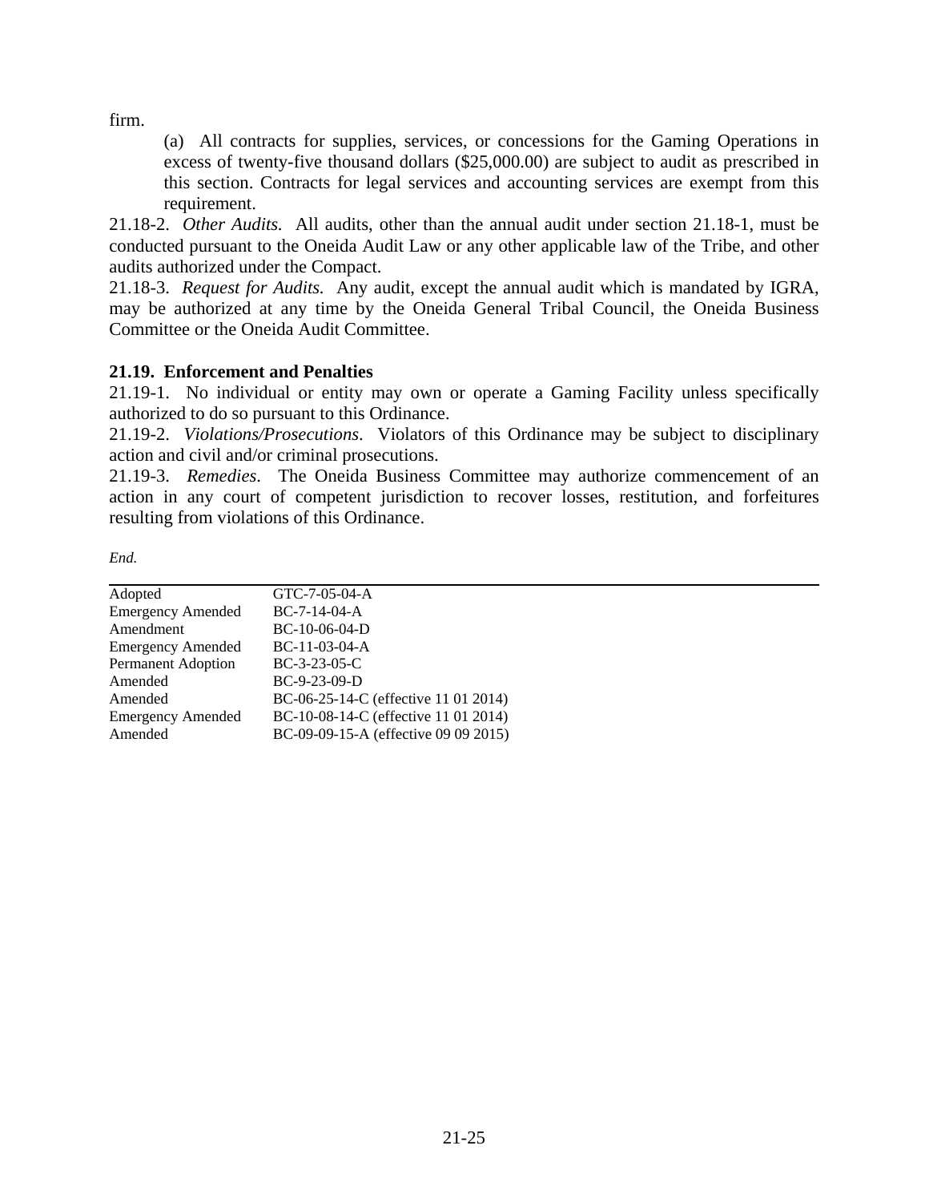firm.

(a) All contracts for supplies, services, or concessions for the Gaming Operations in excess of twenty-five thousand dollars ($25,000.00) are subject to audit as prescribed in this section. Contracts for legal services and accounting services are exempt from this requirement.

21.18-2. *Other Audits.* All audits, other than the annual audit under section 21.18-1, must be conducted pursuant to the Oneida Audit Law or any other applicable law of the Tribe, and other audits authorized under the Compact.

21.18-3. *Request for Audits.* Any audit, except the annual audit which is mandated by IGRA, may be authorized at any time by the Oneida General Tribal Council, the Oneida Business Committee or the Oneida Audit Committee.

**21.19. Enforcement and Penalties**

21.19-1. No individual or entity may own or operate a Gaming Facility unless specifically authorized to do so pursuant to this Ordinance.

21.19-2. *Violations/Prosecutions*. Violators of this Ordinance may be subject to disciplinary action and civil and/or criminal prosecutions.

21.19-3. *Remedies*. The Oneida Business Committee may authorize commencement of an action in any court of competent jurisdiction to recover losses, restitution, and forfeitures resulting from violations of this Ordinance.

*End.*

| | |
|---|---|
| Adopted | GTC-7-05-04-A |
| Emergency Amended | BC-7-14-04-A |
| Amendment | BC-10-06-04-D |
| Emergency Amended | BC-11-03-04-A |
| Permanent Adoption | BC-3-23-05-C |
| Amended | BC-9-23-09-D |
| Amended | BC-06-25-14-C (effective 11 01 2014) |
| Emergency Amended | BC-10-08-14-C (effective 11 01 2014) |
| Amended | BC-09-09-15-A (effective 09 09 2015) |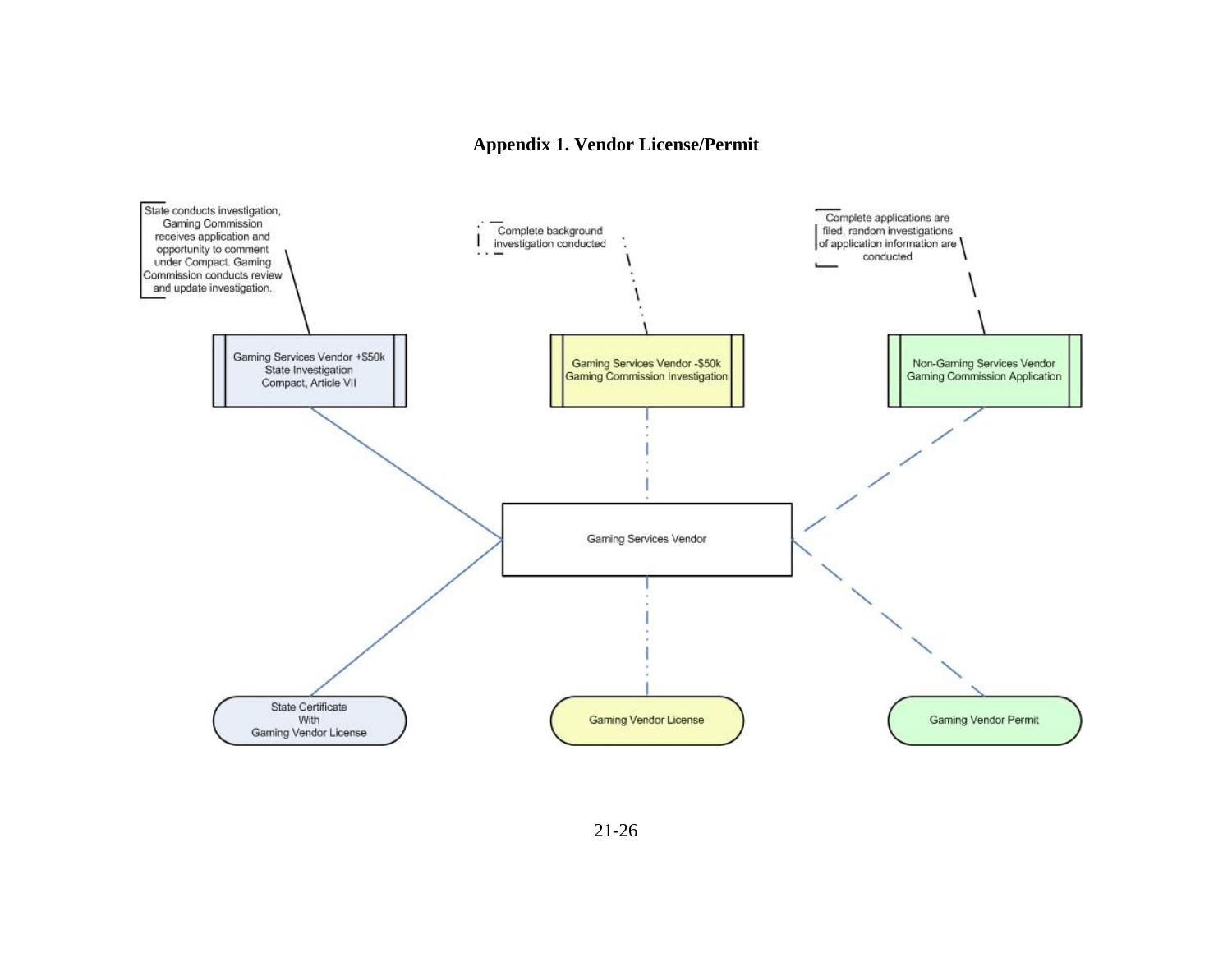## Appendix 1. Vendor License/Permit

State conducts investigation, Gaming Commission receives application and opportunity to comment under Compact. Gaming Commission conducts review and update investigation.

Complete background investigation conducted

Complete applications are filed, random investigations of application information are conducted

Gaming Services Vendor +$50k
State Investigation
Compact, Article VII

Gaming Services Vendor -$50k
Gaming Commission Investigation

Non-Gaming Services Vendor
Gaming Commission Application

Gaming Services Vendor

State Certificate
With
Gaming Vendor License

Gaming Vendor License

Gaming Vendor Permit